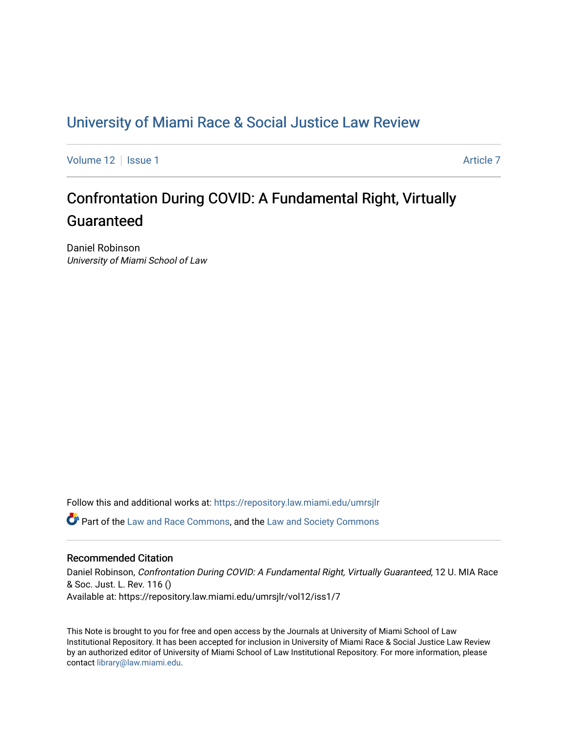# University of Miami Race & Social Justice Law Review

Volume 12 | Issue 1 | Article 7

## Confrontation During COVID: A Fundamental Right, Virtually Guaranteed

Daniel Robinson
*University of Miami School of Law*

Follow this and additional works at: https://repository.law.miami.edu/umrsjlr

Part of the Law and Race Commons, and the Law and Society Commons

### Recommended Citation

Daniel Robinson, *Confrontation During COVID: A Fundamental Right, Virtually Guaranteed*, 12 U. MIA Race & Soc. Just. L. Rev. 116 ()
Available at: https://repository.law.miami.edu/umrsjlr/vol12/iss1/7

This Note is brought to you for free and open access by the Journals at University of Miami School of Law Institutional Repository. It has been accepted for inclusion in University of Miami Race & Social Justice Law Review by an authorized editor of University of Miami School of Law Institutional Repository. For more information, please contact library@law.miami.edu.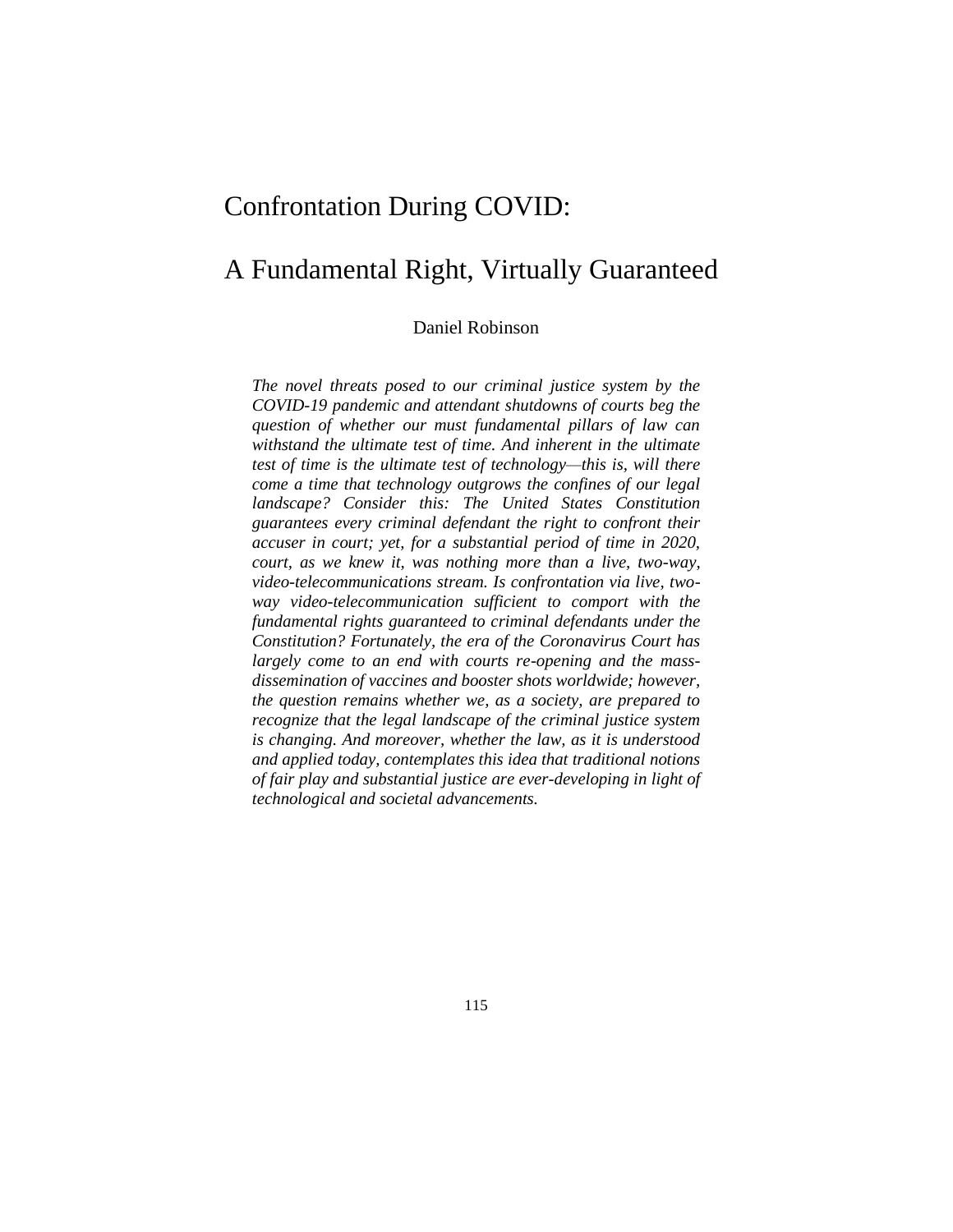# Confrontation During COVID:

# A Fundamental Right, Virtually Guaranteed

Daniel Robinson

*The novel threats posed to our criminal justice system by the COVID-19 pandemic and attendant shutdowns of courts beg the question of whether our must fundamental pillars of law can withstand the ultimate test of time. And inherent in the ultimate test of time is the ultimate test of technology—this is, will there come a time that technology outgrows the confines of our legal landscape? Consider this: The United States Constitution guarantees every criminal defendant the right to confront their accuser in court; yet, for a substantial period of time in 2020, court, as we knew it, was nothing more than a live, two-way, video-telecommunications stream. Is confrontation via live, two-way video-telecommunication sufficient to comport with the fundamental rights guaranteed to criminal defendants under the Constitution? Fortunately, the era of the Coronavirus Court has largely come to an end with courts re-opening and the mass-dissemination of vaccines and booster shots worldwide; however, the question remains whether we, as a society, are prepared to recognize that the legal landscape of the criminal justice system is changing. And moreover, whether the law, as it is understood and applied today, contemplates this idea that traditional notions of fair play and substantial justice are ever-developing in light of technological and societal advancements.*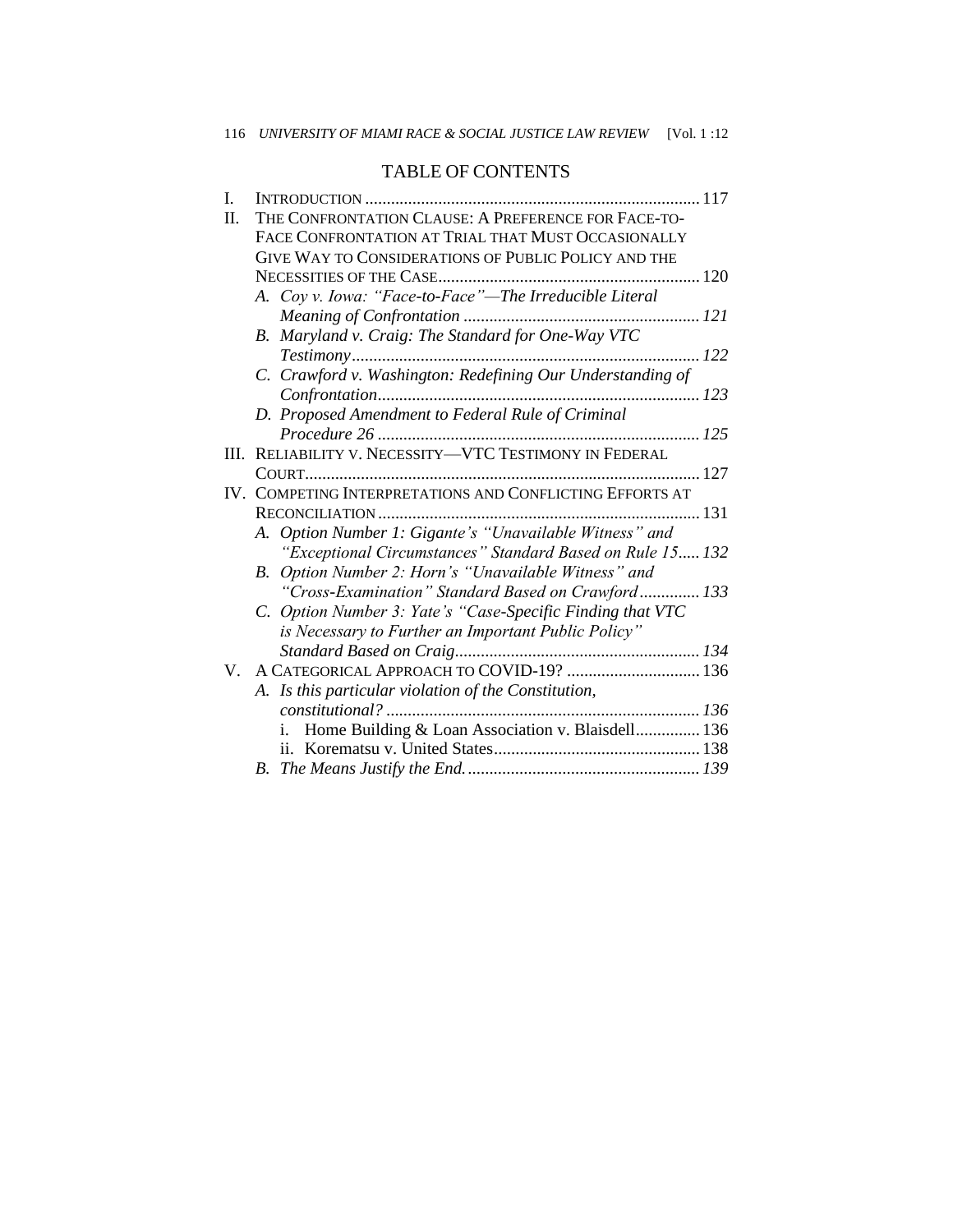# TABLE OF CONTENTS

I. INTRODUCTION .............................................................................. 117

II. THE CONFRONTATION CLAUSE: A PREFERENCE FOR FACE-TO-FACE CONFRONTATION AT TRIAL THAT MUST OCCASIONALLY GIVE WAY TO CONSIDERATIONS OF PUBLIC POLICY AND THE NECESSITIES OF THE CASE............................................................. 120

- A. *Coy v. Iowa: "Face-to-Face"—The Irreducible Literal Meaning of Confrontation* ....................................................... 121
- B. *Maryland v. Craig: The Standard for One-Way VTC Testimony* ................................................................................ 122
- C. *Crawford v. Washington: Redefining Our Understanding of Confrontation*........................................................................... 123
- D. *Proposed Amendment to Federal Rule of Criminal Procedure 26* ........................................................................... 125

III. RELIABILITY V. NECESSITY—VTC TESTIMONY IN FEDERAL COURT........................................................................................... 127

IV. COMPETING INTERPRETATIONS AND CONFLICTING EFFORTS AT RECONCILIATION ........................................................................... 131

- A. *Option Number 1: Gigante's "Unavailable Witness" and "Exceptional Circumstances" Standard Based on Rule 15*..... 132
- B. *Option Number 2: Horn's "Unavailable Witness" and "Cross-Examination" Standard Based on Crawford* ............. 133
- C. *Option Number 3: Yate's "Case-Specific Finding that VTC is Necessary to Further an Important Public Policy" Standard Based on Craig*......................................................... 134

V. A CATEGORICAL APPROACH TO COVID-19? ............................... 136

- A. *Is this particular violation of the Constitution, constitutional?* ........................................................................ 136
  - i. Home Building & Loan Association v. Blaisdell............... 136
  - ii. Korematsu v. United States................................................ 138
- B. *The Means Justify the End.* ...................................................... 139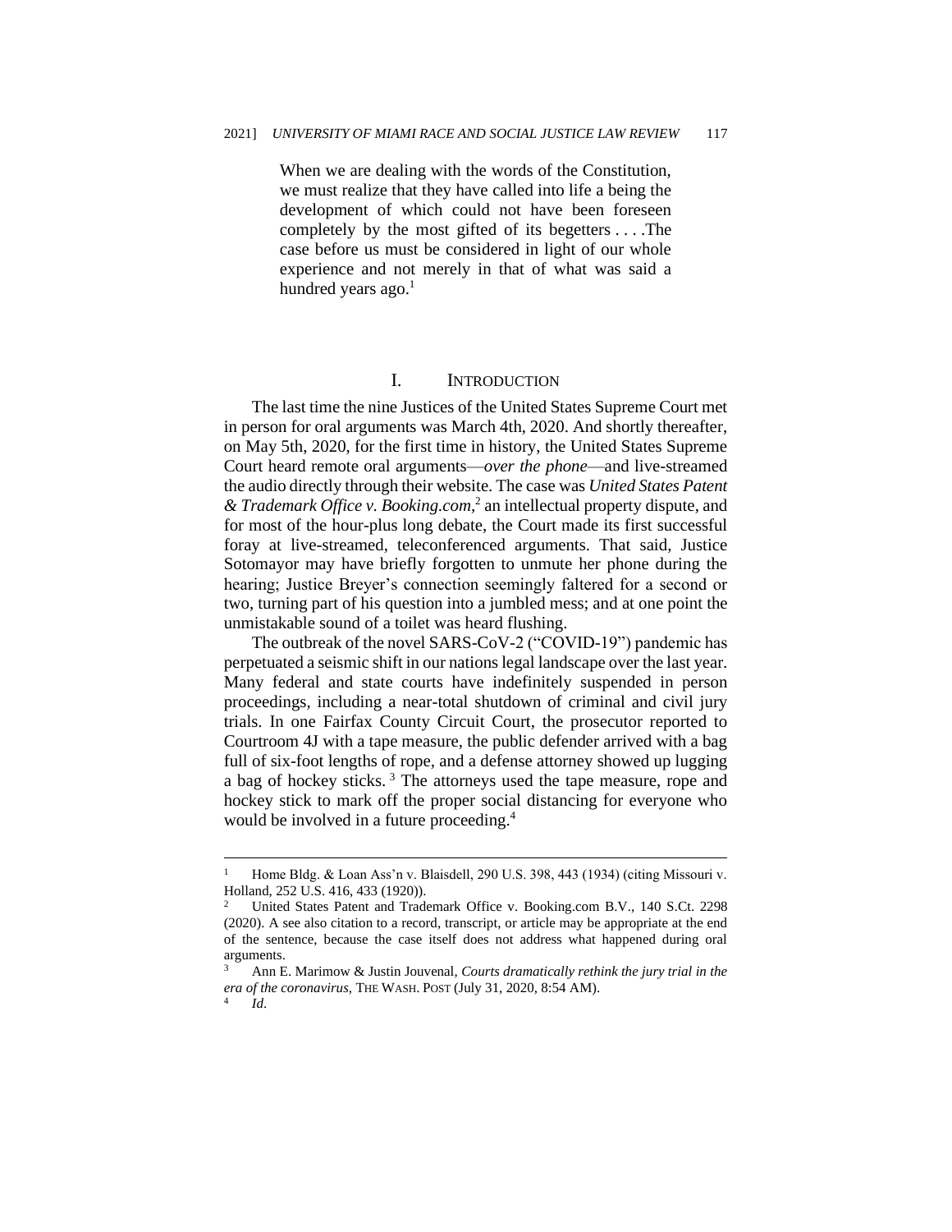> When we are dealing with the words of the Constitution, we must realize that they have called into life a being the development of which could not have been foreseen completely by the most gifted of its begetters . . . .The case before us must be considered in light of our whole experience and not merely in that of what was said a hundred years ago.[1]

## I. INTRODUCTION

The last time the nine Justices of the United States Supreme Court met in person for oral arguments was March 4th, 2020. And shortly thereafter, on May 5th, 2020, for the first time in history, the United States Supreme Court heard remote oral arguments—*over the phone*—and live-streamed the audio directly through their website. The case was *United States Patent & Trademark Office v. Booking.com*,[2] an intellectual property dispute, and for most of the hour-plus long debate, the Court made its first successful foray at live-streamed, teleconferenced arguments. That said, Justice Sotomayor may have briefly forgotten to unmute her phone during the hearing; Justice Breyer's connection seemingly faltered for a second or two, turning part of his question into a jumbled mess; and at one point the unmistakable sound of a toilet was heard flushing.

The outbreak of the novel SARS-CoV-2 ("COVID-19") pandemic has perpetuated a seismic shift in our nations legal landscape over the last year. Many federal and state courts have indefinitely suspended in person proceedings, including a near-total shutdown of criminal and civil jury trials. In one Fairfax County Circuit Court, the prosecutor reported to Courtroom 4J with a tape measure, the public defender arrived with a bag full of six-foot lengths of rope, and a defense attorney showed up lugging a bag of hockey sticks.[3] The attorneys used the tape measure, rope and hockey stick to mark off the proper social distancing for everyone who would be involved in a future proceeding.[4]

---

[1] Home Bldg. & Loan Ass'n v. Blaisdell, 290 U.S. 398, 443 (1934) (citing Missouri v. Holland, 252 U.S. 416, 433 (1920)).

[2] United States Patent and Trademark Office v. Booking.com B.V., 140 S.Ct. 2298 (2020). A see also citation to a record, transcript, or article may be appropriate at the end of the sentence, because the case itself does not address what happened during oral arguments.

[3] Ann E. Marimow & Justin Jouvenal, *Courts dramatically rethink the jury trial in the era of the coronavirus*, THE WASH. POST (July 31, 2020, 8:54 AM).

[4] *Id.*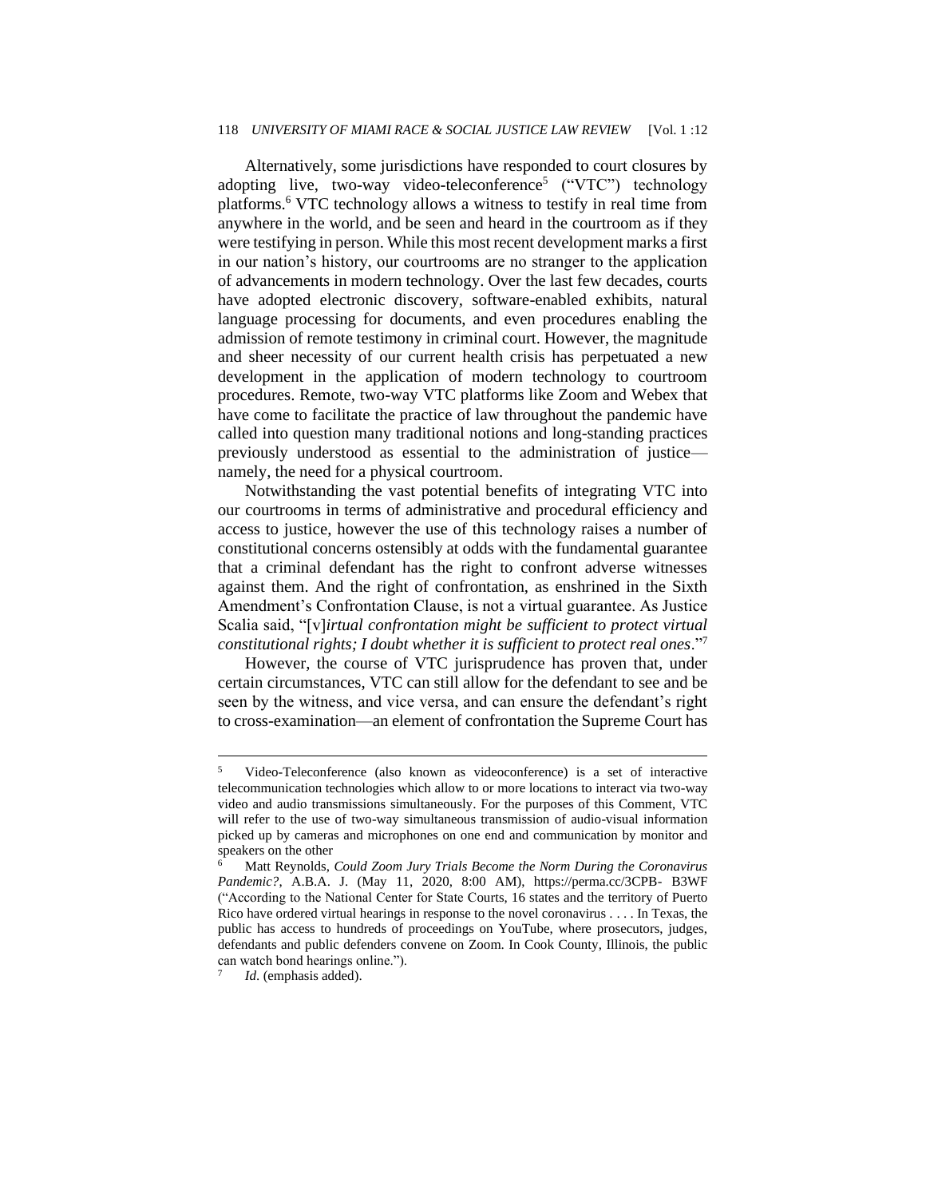Alternatively, some jurisdictions have responded to court closures by adopting live, two-way video-teleconference[5] ("VTC") technology platforms.[6] VTC technology allows a witness to testify in real time from anywhere in the world, and be seen and heard in the courtroom as if they were testifying in person. While this most recent development marks a first in our nation's history, our courtrooms are no stranger to the application of advancements in modern technology. Over the last few decades, courts have adopted electronic discovery, software-enabled exhibits, natural language processing for documents, and even procedures enabling the admission of remote testimony in criminal court. However, the magnitude and sheer necessity of our current health crisis has perpetuated a new development in the application of modern technology to courtroom procedures. Remote, two-way VTC platforms like Zoom and Webex that have come to facilitate the practice of law throughout the pandemic have called into question many traditional notions and long-standing practices previously understood as essential to the administration of justice—namely, the need for a physical courtroom.

Notwithstanding the vast potential benefits of integrating VTC into our courtrooms in terms of administrative and procedural efficiency and access to justice, however the use of this technology raises a number of constitutional concerns ostensibly at odds with the fundamental guarantee that a criminal defendant has the right to confront adverse witnesses against them. And the right of confrontation, as enshrined in the Sixth Amendment's Confrontation Clause, is not a virtual guarantee. As Justice Scalia said, "[v]*irtual confrontation might be sufficient to protect virtual constitutional rights; I doubt whether it is sufficient to protect real ones*."[7]

However, the course of VTC jurisprudence has proven that, under certain circumstances, VTC can still allow for the defendant to see and be seen by the witness, and vice versa, and can ensure the defendant's right to cross-examination—an element of confrontation the Supreme Court has

---

[5] Video-Teleconference (also known as videoconference) is a set of interactive telecommunication technologies which allow to or more locations to interact via two-way video and audio transmissions simultaneously. For the purposes of this Comment, VTC will refer to the use of two-way simultaneous transmission of audio-visual information picked up by cameras and microphones on one end and communication by monitor and speakers on the other

[6] Matt Reynolds, *Could Zoom Jury Trials Become the Norm During the Coronavirus Pandemic?*, A.B.A. J. (May 11, 2020, 8:00 AM), https://perma.cc/3CPB- B3WF ("According to the National Center for State Courts, 16 states and the territory of Puerto Rico have ordered virtual hearings in response to the novel coronavirus . . . . In Texas, the public has access to hundreds of proceedings on YouTube, where prosecutors, judges, defendants and public defenders convene on Zoom. In Cook County, Illinois, the public can watch bond hearings online.").

[7] *Id.* (emphasis added).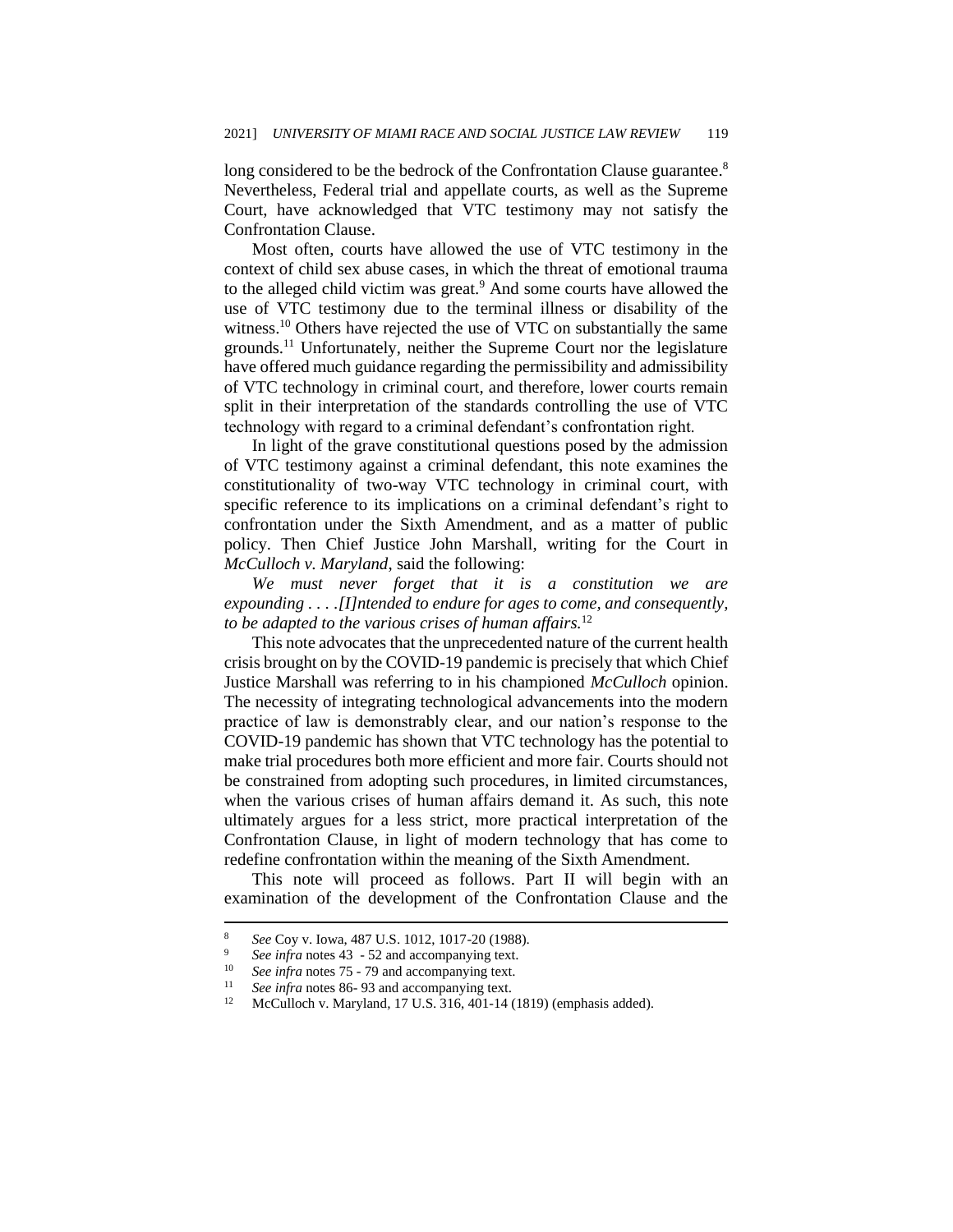long considered to be the bedrock of the Confrontation Clause guarantee.[8] Nevertheless, Federal trial and appellate courts, as well as the Supreme Court, have acknowledged that VTC testimony may not satisfy the Confrontation Clause.

Most often, courts have allowed the use of VTC testimony in the context of child sex abuse cases, in which the threat of emotional trauma to the alleged child victim was great.[9] And some courts have allowed the use of VTC testimony due to the terminal illness or disability of the witness.[10] Others have rejected the use of VTC on substantially the same grounds.[11] Unfortunately, neither the Supreme Court nor the legislature have offered much guidance regarding the permissibility and admissibility of VTC technology in criminal court, and therefore, lower courts remain split in their interpretation of the standards controlling the use of VTC technology with regard to a criminal defendant's confrontation right.

In light of the grave constitutional questions posed by the admission of VTC testimony against a criminal defendant, this note examines the constitutionality of two-way VTC technology in criminal court, with specific reference to its implications on a criminal defendant's right to confrontation under the Sixth Amendment, and as a matter of public policy. Then Chief Justice John Marshall, writing for the Court in *McCulloch v. Maryland*, said the following:

*We must never forget that it is a constitution we are expounding . . . .[I]ntended to endure for ages to come, and consequently, to be adapted to the various crises of human affairs.*[12]

This note advocates that the unprecedented nature of the current health crisis brought on by the COVID-19 pandemic is precisely that which Chief Justice Marshall was referring to in his championed *McCulloch* opinion. The necessity of integrating technological advancements into the modern practice of law is demonstrably clear, and our nation's response to the COVID-19 pandemic has shown that VTC technology has the potential to make trial procedures both more efficient and more fair. Courts should not be constrained from adopting such procedures, in limited circumstances, when the various crises of human affairs demand it. As such, this note ultimately argues for a less strict, more practical interpretation of the Confrontation Clause, in light of modern technology that has come to redefine confrontation within the meaning of the Sixth Amendment.

This note will proceed as follows. Part II will begin with an examination of the development of the Confrontation Clause and the

---

[8] *See* Coy v. Iowa, 487 U.S. 1012, 1017-20 (1988).

[9] *See infra* notes 43 - 52 and accompanying text.

[10] *See infra* notes 75 - 79 and accompanying text.

[11] *See infra* notes 86- 93 and accompanying text.

[12] McCulloch v. Maryland, 17 U.S. 316, 401-14 (1819) (emphasis added).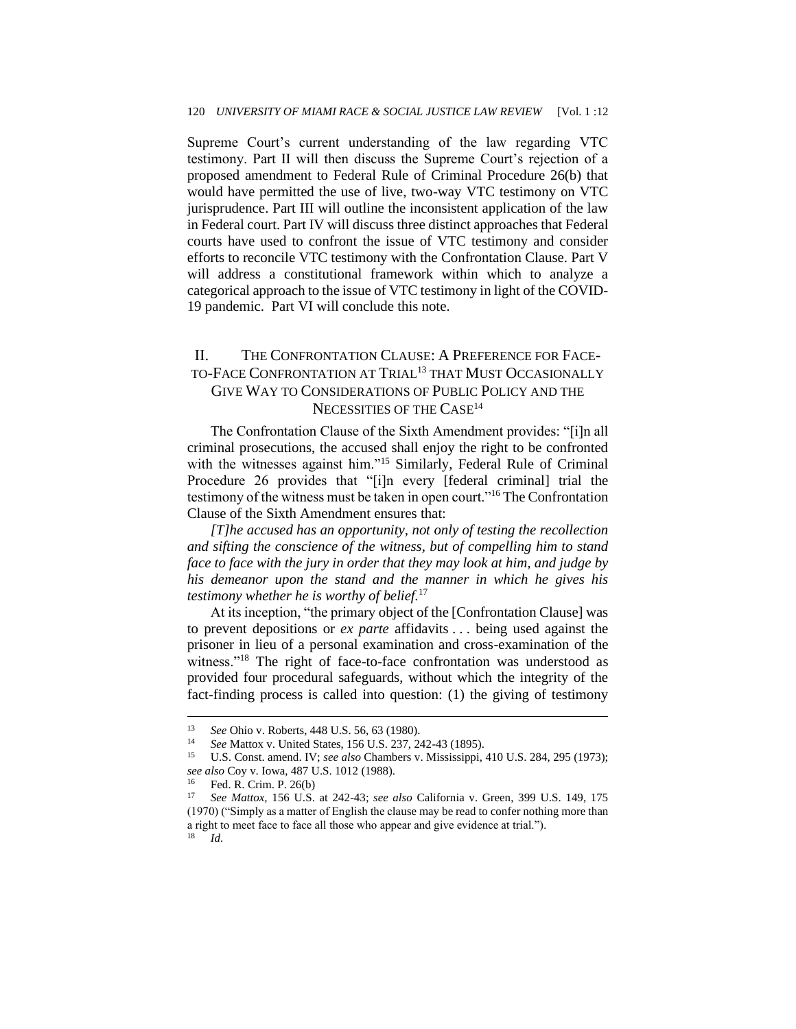Supreme Court's current understanding of the law regarding VTC testimony. Part II will then discuss the Supreme Court's rejection of a proposed amendment to Federal Rule of Criminal Procedure 26(b) that would have permitted the use of live, two-way VTC testimony on VTC jurisprudence. Part III will outline the inconsistent application of the law in Federal court. Part IV will discuss three distinct approaches that Federal courts have used to confront the issue of VTC testimony and consider efforts to reconcile VTC testimony with the Confrontation Clause. Part V will address a constitutional framework within which to analyze a categorical approach to the issue of VTC testimony in light of the COVID-19 pandemic. Part VI will conclude this note.

## II. THE CONFRONTATION CLAUSE: A PREFERENCE FOR FACE-TO-FACE CONFRONTATION AT TRIAL[13] THAT MUST OCCASIONALLY GIVE WAY TO CONSIDERATIONS OF PUBLIC POLICY AND THE NECESSITIES OF THE CASE[14]

The Confrontation Clause of the Sixth Amendment provides: "[i]n all criminal prosecutions, the accused shall enjoy the right to be confronted with the witnesses against him."[15] Similarly, Federal Rule of Criminal Procedure 26 provides that "[i]n every [federal criminal] trial the testimony of the witness must be taken in open court."[16] The Confrontation Clause of the Sixth Amendment ensures that:

*[T]he accused has an opportunity, not only of testing the recollection and sifting the conscience of the witness, but of compelling him to stand face to face with the jury in order that they may look at him, and judge by his demeanor upon the stand and the manner in which he gives his testimony whether he is worthy of belief.*[17]

At its inception, "the primary object of the [Confrontation Clause] was to prevent depositions or *ex parte* affidavits . . . being used against the prisoner in lieu of a personal examination and cross-examination of the witness."[18] The right of face-to-face confrontation was understood as provided four procedural safeguards, without which the integrity of the fact-finding process is called into question: (1) the giving of testimony

---

[13] *See* Ohio v. Roberts, 448 U.S. 56, 63 (1980).

[14] *See* Mattox v. United States, 156 U.S. 237, 242-43 (1895).

[15] U.S. Const. amend. IV; *see also* Chambers v. Mississippi, 410 U.S. 284, 295 (1973); *see also* Coy v. Iowa, 487 U.S. 1012 (1988).

[16] Fed. R. Crim. P. 26(b)

[17] *See Mattox*, 156 U.S. at 242-43; *see also* California v. Green, 399 U.S. 149, 175 (1970) ("Simply as a matter of English the clause may be read to confer nothing more than a right to meet face to face all those who appear and give evidence at trial.").

[18] *Id.*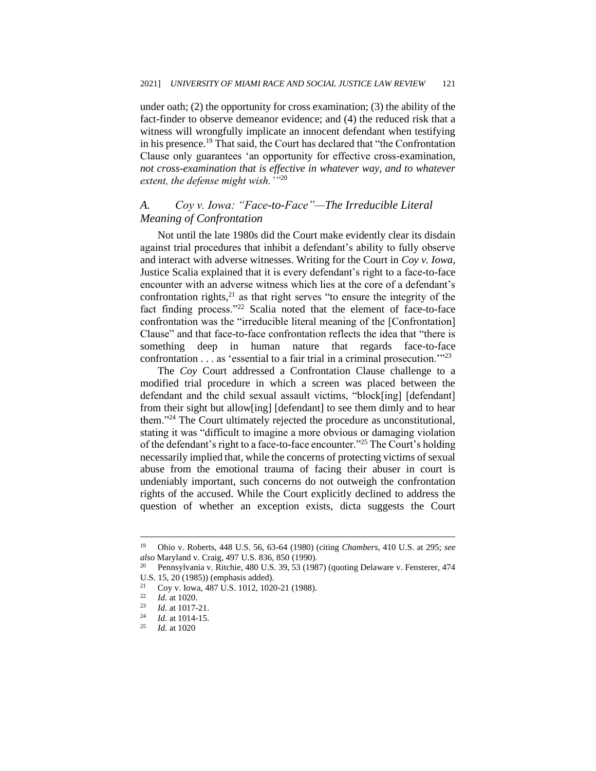under oath; (2) the opportunity for cross examination; (3) the ability of the fact-finder to observe demeanor evidence; and (4) the reduced risk that a witness will wrongfully implicate an innocent defendant when testifying in his presence.[19] That said, the Court has declared that "the Confrontation Clause only guarantees 'an opportunity for effective cross-examination, *not cross-examination that is effective in whatever way, and to whatever extent, the defense might wish.*'"[20]

### *A. Coy v. Iowa: "Face-to-Face"—The Irreducible Literal Meaning of Confrontation*

Not until the late 1980s did the Court make evidently clear its disdain against trial procedures that inhibit a defendant's ability to fully observe and interact with adverse witnesses. Writing for the Court in *Coy v. Iowa*, Justice Scalia explained that it is every defendant's right to a face-to-face encounter with an adverse witness which lies at the core of a defendant's confrontation rights,[21] as that right serves "to ensure the integrity of the fact finding process."[22] Scalia noted that the element of face-to-face confrontation was the "irreducible literal meaning of the [Confrontation] Clause" and that face-to-face confrontation reflects the idea that "there is something deep in human nature that regards face-to-face confrontation . . . as 'essential to a fair trial in a criminal prosecution.'"[23]

The *Coy* Court addressed a Confrontation Clause challenge to a modified trial procedure in which a screen was placed between the defendant and the child sexual assault victims, "block[ing] [defendant] from their sight but allow[ing] [defendant] to see them dimly and to hear them."[24] The Court ultimately rejected the procedure as unconstitutional, stating it was "difficult to imagine a more obvious or damaging violation of the defendant's right to a face-to-face encounter."[25] The Court's holding necessarily implied that, while the concerns of protecting victims of sexual abuse from the emotional trauma of facing their abuser in court is undeniably important, such concerns do not outweigh the confrontation rights of the accused. While the Court explicitly declined to address the question of whether an exception exists, dicta suggests the Court

---

[19] Ohio v. Roberts, 448 U.S. 56, 63-64 (1980) (citing *Chambers*, 410 U.S. at 295; *see also* Maryland v. Craig, 497 U.S. 836, 850 (1990).

[20] Pennsylvania v. Ritchie, 480 U.S. 39, 53 (1987) (quoting Delaware v. Fensterer, 474 U.S. 15, 20 (1985)) (emphasis added).

[21] Coy v. Iowa, 487 U.S. 1012, 1020-21 (1988).

[22] *Id*. at 1020.

[23] *Id*. at 1017-21.

[24] *Id*. at 1014-15.

[25] *Id*. at 1020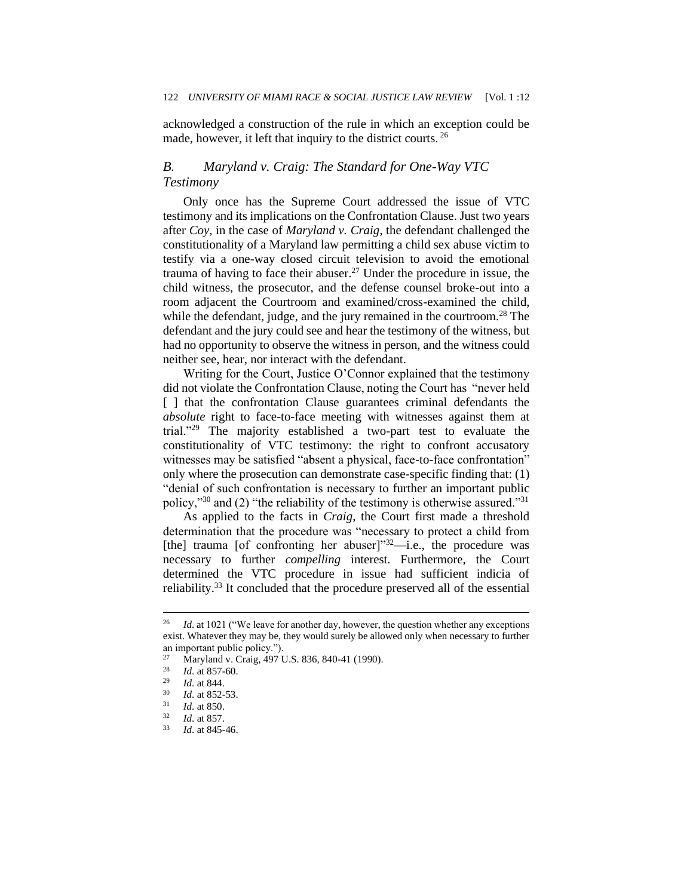acknowledged a construction of the rule in which an exception could be made, however, it left that inquiry to the district courts.[26]

### B. Maryland v. Craig: The Standard for One-Way VTC Testimony

Only once has the Supreme Court addressed the issue of VTC testimony and its implications on the Confrontation Clause. Just two years after *Coy*, in the case of *Maryland v. Craig*, the defendant challenged the constitutionality of a Maryland law permitting a child sex abuse victim to testify via a one-way closed circuit television to avoid the emotional trauma of having to face their abuser.[27] Under the procedure in issue, the child witness, the prosecutor, and the defense counsel broke-out into a room adjacent the Courtroom and examined/cross-examined the child, while the defendant, judge, and the jury remained in the courtroom.[28] The defendant and the jury could see and hear the testimony of the witness, but had no opportunity to observe the witness in person, and the witness could neither see, hear, nor interact with the defendant.

Writing for the Court, Justice O'Connor explained that the testimony did not violate the Confrontation Clause, noting the Court has "never held [ ] that the confrontation Clause guarantees criminal defendants the *absolute* right to face-to-face meeting with witnesses against them at trial."[29] The majority established a two-part test to evaluate the constitutionality of VTC testimony: the right to confront accusatory witnesses may be satisfied "absent a physical, face-to-face confrontation" only where the prosecution can demonstrate case-specific finding that: (1) "denial of such confrontation is necessary to further an important public policy,"[30] and (2) "the reliability of the testimony is otherwise assured."[31]

As applied to the facts in *Craig*, the Court first made a threshold determination that the procedure was "necessary to protect a child from [the] trauma [of confronting her abuser]"[32]—i.e., the procedure was necessary to further *compelling* interest. Furthermore, the Court determined the VTC procedure in issue had sufficient indicia of reliability.[33] It concluded that the procedure preserved all of the essential

---

[26] *Id*. at 1021 ("We leave for another day, however, the question whether any exceptions exist. Whatever they may be, they would surely be allowed only when necessary to further an important public policy.").

[27] Maryland v. Craig, 497 U.S. 836, 840-41 (1990).

[28] *Id*. at 857-60.

[29] *Id*. at 844.

[30] *Id*. at 852-53.

[31] *Id*. at 850.

[32] *Id*. at 857.

[33] *Id*. at 845-46.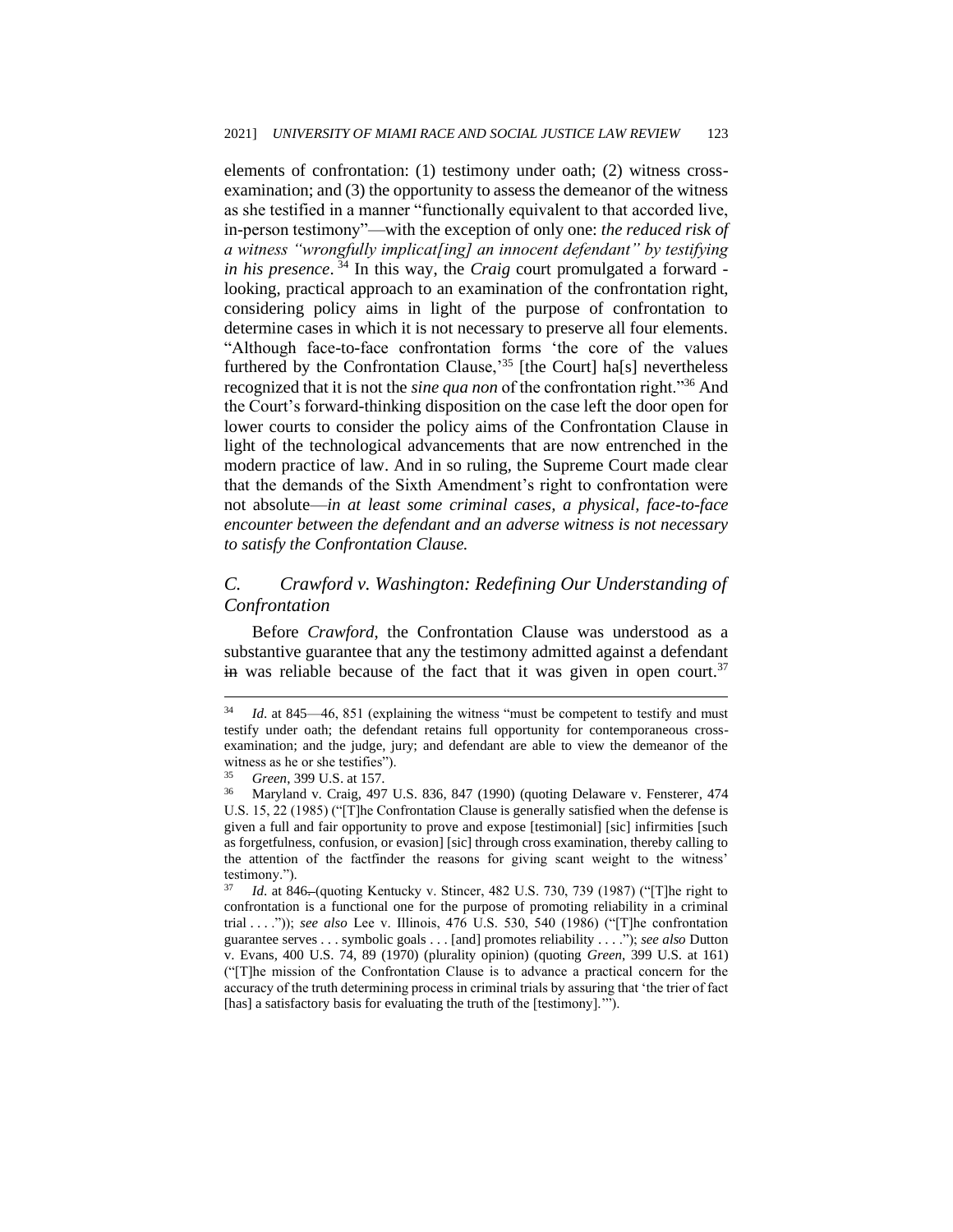elements of confrontation: (1) testimony under oath; (2) witness cross-examination; and (3) the opportunity to assess the demeanor of the witness as she testified in a manner "functionally equivalent to that accorded live, in-person testimony"—with the exception of only one: *the reduced risk of a witness "wrongfully implicat[ing] an innocent defendant" by testifying in his presence*.[34] In this way, the *Craig* court promulgated a forward - looking, practical approach to an examination of the confrontation right, considering policy aims in light of the purpose of confrontation to determine cases in which it is not necessary to preserve all four elements. "Although face-to-face confrontation forms 'the core of the values furthered by the Confrontation Clause,'[35] [the Court] ha[s] nevertheless recognized that it is not the *sine qua non* of the confrontation right."[36] And the Court's forward-thinking disposition on the case left the door open for lower courts to consider the policy aims of the Confrontation Clause in light of the technological advancements that are now entrenched in the modern practice of law. And in so ruling, the Supreme Court made clear that the demands of the Sixth Amendment's right to confrontation were not absolute—*in at least some criminal cases, a physical, face-to-face encounter between the defendant and an adverse witness is not necessary to satisfy the Confrontation Clause.*

## C. Crawford v. Washington: Redefining Our Understanding of Confrontation

Before *Crawford*, the Confrontation Clause was understood as a substantive guarantee that any the testimony admitted against a defendant ~~in~~ was reliable because of the fact that it was given in open court.[37]

---

[34] *Id*. at 845—46, 851 (explaining the witness "must be competent to testify and must testify under oath; the defendant retains full opportunity for contemporaneous cross-examination; and the judge, jury; and defendant are able to view the demeanor of the witness as he or she testifies").

[35] *Green*, 399 U.S. at 157.

[36] Maryland v. Craig, 497 U.S. 836, 847 (1990) (quoting Delaware v. Fensterer, 474 U.S. 15, 22 (1985) ("[T]he Confrontation Clause is generally satisfied when the defense is given a full and fair opportunity to prove and expose [testimonial] [sic] infirmities [such as forgetfulness, confusion, or evasion] [sic] through cross examination, thereby calling to the attention of the factfinder the reasons for giving scant weight to the witness' testimony.").

[37] *Id*. at 846~~.~~ (quoting Kentucky v. Stincer, 482 U.S. 730, 739 (1987) ("[T]he right to confrontation is a functional one for the purpose of promoting reliability in a criminal trial . . . .")); *see also* Lee v. Illinois, 476 U.S. 530, 540 (1986) ("[T]he confrontation guarantee serves . . . symbolic goals . . . [and] promotes reliability . . . ."); *see also* Dutton v. Evans, 400 U.S. 74, 89 (1970) (plurality opinion) (quoting *Green*, 399 U.S. at 161) ("[T]he mission of the Confrontation Clause is to advance a practical concern for the accuracy of the truth determining process in criminal trials by assuring that 'the trier of fact [has] a satisfactory basis for evaluating the truth of the [testimony].'").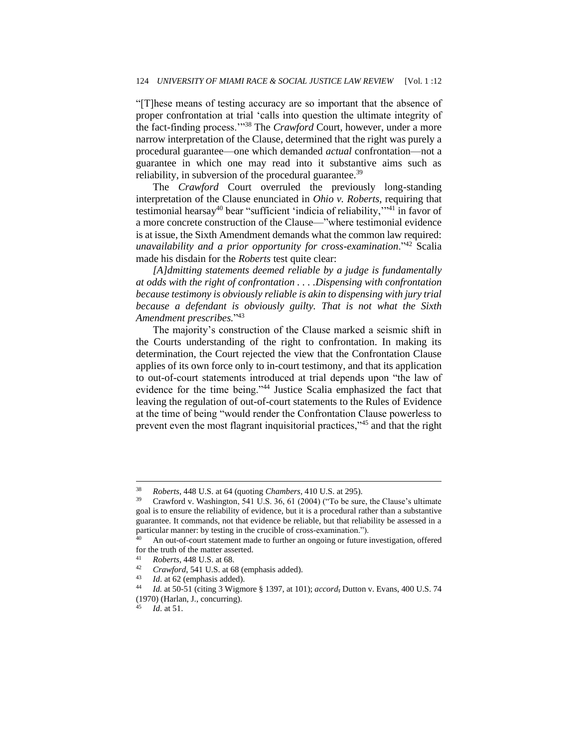"[T]hese means of testing accuracy are so important that the absence of proper confrontation at trial 'calls into question the ultimate integrity of the fact-finding process.'"[38] The *Crawford* Court, however, under a more narrow interpretation of the Clause, determined that the right was purely a procedural guarantee—one which demanded *actual* confrontation—not a guarantee in which one may read into it substantive aims such as reliability, in subversion of the procedural guarantee.[39]

The *Crawford* Court overruled the previously long-standing interpretation of the Clause enunciated in *Ohio v. Roberts*, requiring that testimonial hearsay[40] bear "sufficient 'indicia of reliability,'"[41] in favor of a more concrete construction of the Clause—"where testimonial evidence is at issue, the Sixth Amendment demands what the common law required: *unavailability and a prior opportunity for cross-examination*."[42] Scalia made his disdain for the *Roberts* test quite clear:

*[A]dmitting statements deemed reliable by a judge is fundamentally at odds with the right of confrontation . . . .Dispensing with confrontation because testimony is obviously reliable is akin to dispensing with jury trial because a defendant is obviously guilty. That is not what the Sixth Amendment prescribes.*"[43]

The majority's construction of the Clause marked a seismic shift in the Courts understanding of the right to confrontation. In making its determination, the Court rejected the view that the Confrontation Clause applies of its own force only to in-court testimony, and that its application to out-of-court statements introduced at trial depends upon "the law of evidence for the time being."[44] Justice Scalia emphasized the fact that leaving the regulation of out-of-court statements to the Rules of Evidence at the time of being "would render the Confrontation Clause powerless to prevent even the most flagrant inquisitorial practices,"[45] and that the right

---

[38] *Roberts*, 448 U.S. at 64 (quoting *Chambers*, 410 U.S. at 295).

[39] Crawford v. Washington, 541 U.S. 36, 61 (2004) ("To be sure, the Clause's ultimate goal is to ensure the reliability of evidence, but it is a procedural rather than a substantive guarantee. It commands, not that evidence be reliable, but that reliability be assessed in a particular manner: by testing in the crucible of cross-examination.").

[40] An out-of-court statement made to further an ongoing or future investigation, offered for the truth of the matter asserted.

[41] *Roberts*, 448 U.S. at 68.

[42] *Crawford*, 541 U.S. at 68 (emphasis added).

[43] *Id*. at 62 (emphasis added).

[44] *Id.* at 50-51 (citing 3 Wigmore § 1397, at 101); *accord*, Dutton v. Evans, 400 U.S. 74 (1970) (Harlan, J., concurring).

[45] *Id*. at 51.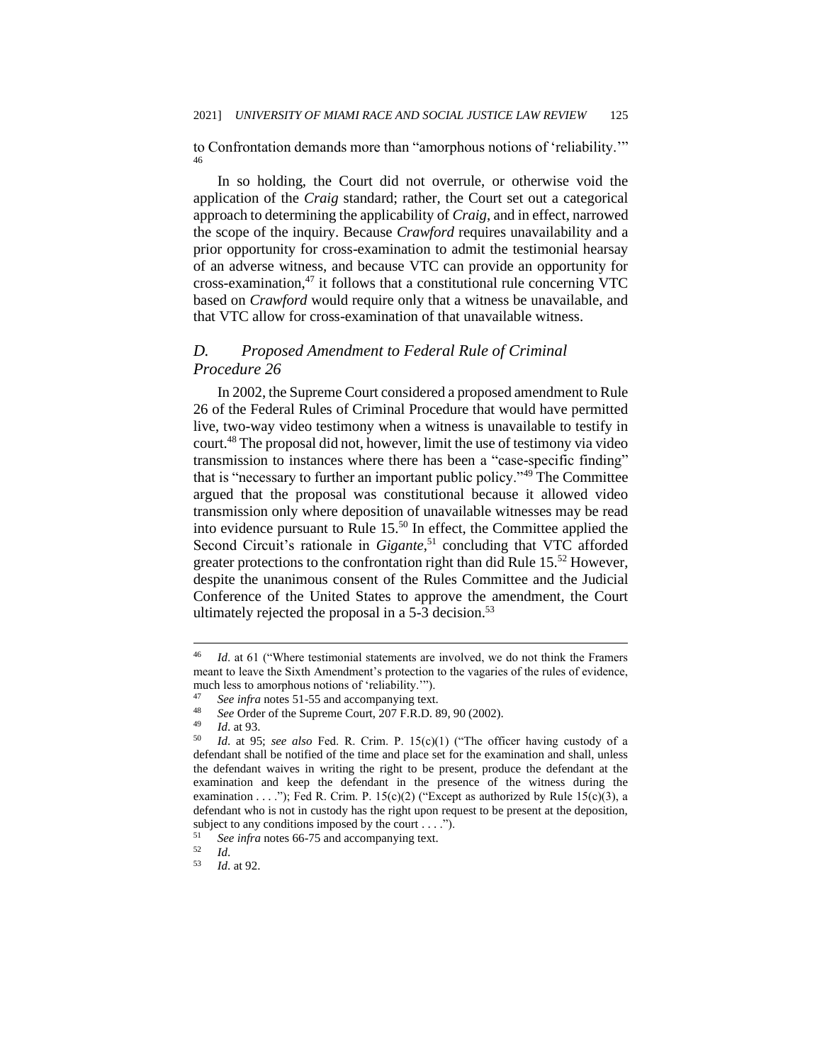to Confrontation demands more than "amorphous notions of 'reliability.'" [46]

In so holding, the Court did not overrule, or otherwise void the application of the *Craig* standard; rather, the Court set out a categorical approach to determining the applicability of *Craig*, and in effect, narrowed the scope of the inquiry. Because *Crawford* requires unavailability and a prior opportunity for cross-examination to admit the testimonial hearsay of an adverse witness, and because VTC can provide an opportunity for cross-examination,[47] it follows that a constitutional rule concerning VTC based on *Crawford* would require only that a witness be unavailable, and that VTC allow for cross-examination of that unavailable witness.

### *D. Proposed Amendment to Federal Rule of Criminal Procedure 26*

In 2002, the Supreme Court considered a proposed amendment to Rule 26 of the Federal Rules of Criminal Procedure that would have permitted live, two-way video testimony when a witness is unavailable to testify in court.[48] The proposal did not, however, limit the use of testimony via video transmission to instances where there has been a "case-specific finding" that is "necessary to further an important public policy."[49] The Committee argued that the proposal was constitutional because it allowed video transmission only where deposition of unavailable witnesses may be read into evidence pursuant to Rule 15.[50] In effect, the Committee applied the Second Circuit's rationale in *Gigante*,[51] concluding that VTC afforded greater protections to the confrontation right than did Rule 15.[52] However, despite the unanimous consent of the Rules Committee and the Judicial Conference of the United States to approve the amendment, the Court ultimately rejected the proposal in a 5-3 decision.[53]

---

[46] *Id*. at 61 ("Where testimonial statements are involved, we do not think the Framers meant to leave the Sixth Amendment's protection to the vagaries of the rules of evidence, much less to amorphous notions of 'reliability.'").

[47] *See infra* notes 51-55 and accompanying text.

[48] *See* Order of the Supreme Court, 207 F.R.D. 89, 90 (2002).

[49] *Id*. at 93.

[50] *Id*. at 95; *see also* Fed. R. Crim. P. 15(c)(1) ("The officer having custody of a defendant shall be notified of the time and place set for the examination and shall, unless the defendant waives in writing the right to be present, produce the defendant at the examination and keep the defendant in the presence of the witness during the examination . . . ."); Fed R. Crim. P. 15(c)(2) ("Except as authorized by Rule 15(c)(3), a defendant who is not in custody has the right upon request to be present at the deposition, subject to any conditions imposed by the court . . . .").

[51] *See infra* notes 66-75 and accompanying text.

[52] *Id*.

[53] *Id*. at 92.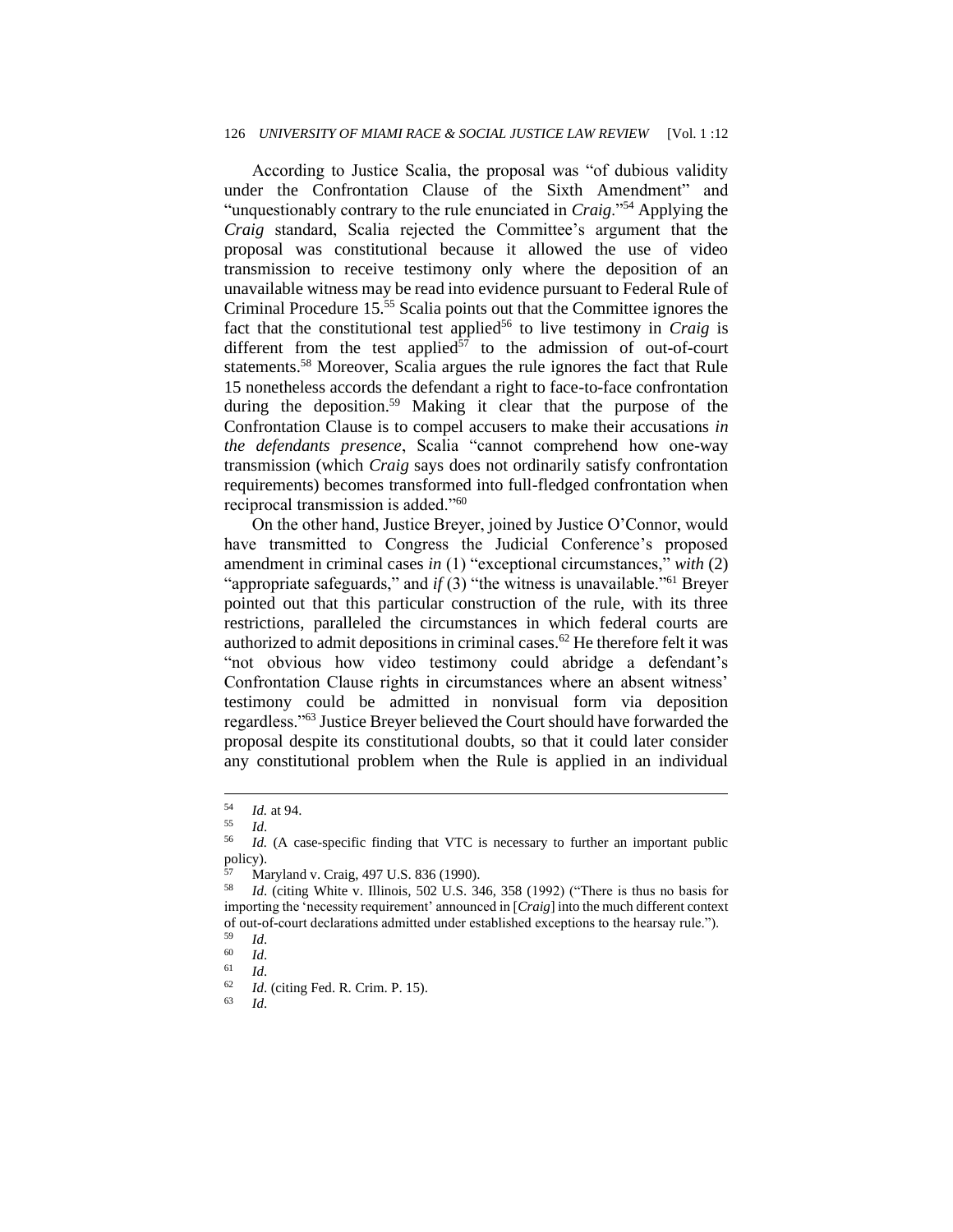According to Justice Scalia, the proposal was "of dubious validity under the Confrontation Clause of the Sixth Amendment" and "unquestionably contrary to the rule enunciated in *Craig*."[54] Applying the *Craig* standard, Scalia rejected the Committee's argument that the proposal was constitutional because it allowed the use of video transmission to receive testimony only where the deposition of an unavailable witness may be read into evidence pursuant to Federal Rule of Criminal Procedure 15.[55] Scalia points out that the Committee ignores the fact that the constitutional test applied[56] to live testimony in *Craig* is different from the test applied[57] to the admission of out-of-court statements.[58] Moreover, Scalia argues the rule ignores the fact that Rule 15 nonetheless accords the defendant a right to face-to-face confrontation during the deposition.[59] Making it clear that the purpose of the Confrontation Clause is to compel accusers to make their accusations *in the defendants presence*, Scalia "cannot comprehend how one-way transmission (which *Craig* says does not ordinarily satisfy confrontation requirements) becomes transformed into full-fledged confrontation when reciprocal transmission is added."[60]

On the other hand, Justice Breyer, joined by Justice O'Connor, would have transmitted to Congress the Judicial Conference's proposed amendment in criminal cases *in* (1) "exceptional circumstances," *with* (2) "appropriate safeguards," and *if* (3) "the witness is unavailable."[61] Breyer pointed out that this particular construction of the rule, with its three restrictions, paralleled the circumstances in which federal courts are authorized to admit depositions in criminal cases.[62] He therefore felt it was "not obvious how video testimony could abridge a defendant's Confrontation Clause rights in circumstances where an absent witness' testimony could be admitted in nonvisual form via deposition regardless."[63] Justice Breyer believed the Court should have forwarded the proposal despite its constitutional doubts, so that it could later consider any constitutional problem when the Rule is applied in an individual

---

[54] *Id.* at 94.

[55] *Id.*

[56] *Id.* (A case-specific finding that VTC is necessary to further an important public policy).

[57] Maryland v. Craig, 497 U.S. 836 (1990).

[58] *Id.* (citing White v. Illinois, 502 U.S. 346, 358 (1992) ("There is thus no basis for importing the 'necessity requirement' announced in [*Craig*] into the much different context of out-of-court declarations admitted under established exceptions to the hearsay rule.").

[59] *Id.*

[60] *Id.*

[61] *Id.*

[62] *Id.* (citing Fed. R. Crim. P. 15).

[63] *Id.*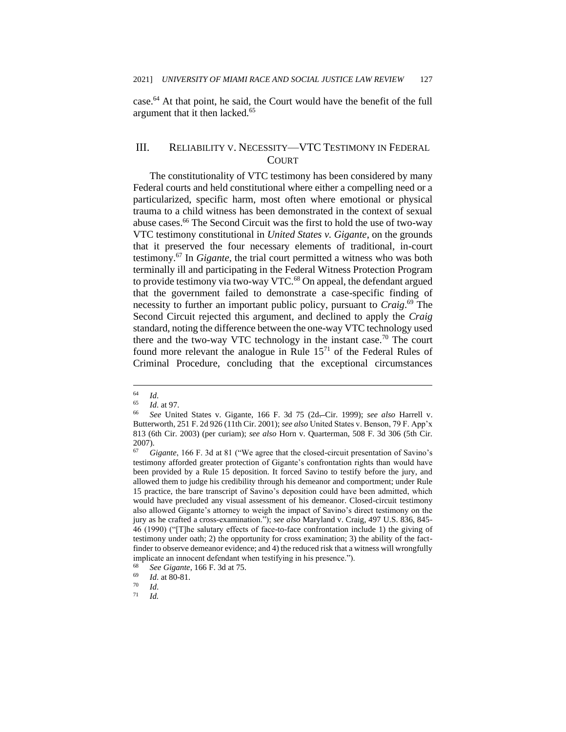case.[64] At that point, he said, the Court would have the benefit of the full argument that it then lacked.[65]

## III. Reliability v. Necessity—VTC Testimony in Federal Court

The constitutionality of VTC testimony has been considered by many Federal courts and held constitutional where either a compelling need or a particularized, specific harm, most often where emotional or physical trauma to a child witness has been demonstrated in the context of sexual abuse cases.[66] The Second Circuit was the first to hold the use of two-way VTC testimony constitutional in *United States v. Gigante*, on the grounds that it preserved the four necessary elements of traditional, in-court testimony.[67] In *Gigante*, the trial court permitted a witness who was both terminally ill and participating in the Federal Witness Protection Program to provide testimony via two-way VTC.[68] On appeal, the defendant argued that the government failed to demonstrate a case-specific finding of necessity to further an important public policy, pursuant to *Craig*.[69] The Second Circuit rejected this argument, and declined to apply the *Craig* standard, noting the difference between the one-way VTC technology used there and the two-way VTC technology in the instant case.[70] The court found more relevant the analogue in Rule 15[71] of the Federal Rules of Criminal Procedure, concluding that the exceptional circumstances

---

[64] *Id.*

[65] *Id.* at 97.

[66] *See* United States v. Gigante, 166 F. 3d 75 (2d Cir. 1999); *see also* Harrell v. Butterworth, 251 F. 2d 926 (11th Cir. 2001); *see also* United States v. Benson, 79 F. App'x 813 (6th Cir. 2003) (per curiam); *see also* Horn v. Quarterman, 508 F. 3d 306 (5th Cir. 2007).

[67] *Gigante*, 166 F. 3d at 81 ("We agree that the closed-circuit presentation of Savino's testimony afforded greater protection of Gigante's confrontation rights than would have been provided by a Rule 15 deposition. It forced Savino to testify before the jury, and allowed them to judge his credibility through his demeanor and comportment; under Rule 15 practice, the bare transcript of Savino's deposition could have been admitted, which would have precluded any visual assessment of his demeanor. Closed-circuit testimony also allowed Gigante's attorney to weigh the impact of Savino's direct testimony on the jury as he crafted a cross-examination."); *see also* Maryland v. Craig, 497 U.S. 836, 845-46 (1990) ("[T]he salutary effects of face-to-face confrontation include 1) the giving of testimony under oath; 2) the opportunity for cross examination; 3) the ability of the fact-finder to observe demeanor evidence; and 4) the reduced risk that a witness will wrongfully implicate an innocent defendant when testifying in his presence.").

[68] *See Gigante*, 166 F. 3d at 75.

[69] *Id.* at 80-81.

[70] *Id.*

[71] *Id.*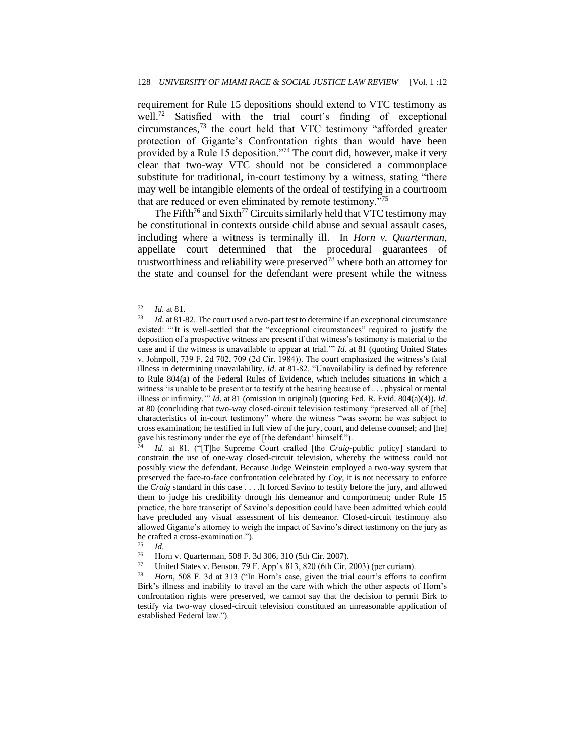requirement for Rule 15 depositions should extend to VTC testimony as well.[72] Satisfied with the trial court's finding of exceptional circumstances,[73] the court held that VTC testimony "afforded greater protection of Gigante's Confrontation rights than would have been provided by a Rule 15 deposition."[74] The court did, however, make it very clear that two-way VTC should not be considered a commonplace substitute for traditional, in-court testimony by a witness, stating "there may well be intangible elements of the ordeal of testifying in a courtroom that are reduced or even eliminated by remote testimony."[75]

The Fifth[76] and Sixth[77] Circuits similarly held that VTC testimony may be constitutional in contexts outside child abuse and sexual assault cases, including where a witness is terminally ill. In *Horn v. Quarterman*, appellate court determined that the procedural guarantees of trustworthiness and reliability were preserved[78] where both an attorney for the state and counsel for the defendant were present while the witness

---

[72] *Id.* at 81.

[73] *Id.* at 81-82. The court used a two-part test to determine if an exceptional circumstance existed: "'It is well-settled that the "exceptional circumstances" required to justify the deposition of a prospective witness are present if that witness's testimony is material to the case and if the witness is unavailable to appear at trial.'" *Id*. at 81 (quoting United States v. Johnpoll, 739 F. 2d 702, 709 (2d Cir. 1984)). The court emphasized the witness's fatal illness in determining unavailability. *Id.* at 81-82. "Unavailability is defined by reference to Rule 804(a) of the Federal Rules of Evidence, which includes situations in which a witness 'is unable to be present or to testify at the hearing because of . . . physical or mental illness or infirmity.'" *Id*. at 81 (omission in original) (quoting Fed. R. Evid. 804(a)(4)). *Id*. at 80 (concluding that two-way closed-circuit television testimony "preserved all of [the] characteristics of in-court testimony" where the witness "was sworn; he was subject to cross examination; he testified in full view of the jury, court, and defense counsel; and [he] gave his testimony under the eye of [the defendant' himself.").

[74] *Id*. at 81. ("[T]he Supreme Court crafted [the *Craig*-public policy] standard to constrain the use of one-way closed-circuit television, whereby the witness could not possibly view the defendant. Because Judge Weinstein employed a two-way system that preserved the face-to-face confrontation celebrated by *Coy*, it is not necessary to enforce the *Craig* standard in this case . . . .It forced Savino to testify before the jury, and allowed them to judge his credibility through his demeanor and comportment; under Rule 15 practice, the bare transcript of Savino's deposition could have been admitted which could have precluded any visual assessment of his demeanor. Closed-circuit testimony also allowed Gigante's attorney to weigh the impact of Savino's direct testimony on the jury as he crafted a cross-examination.").

[75] *Id*.

[76] Horn v. Quarterman, 508 F. 3d 306, 310 (5th Cir. 2007).

[77] United States v. Benson, 79 F. App'x 813, 820 (6th Cir. 2003) (per curiam).

[78] *Horn*, 508 F. 3d at 313 ("In Horn's case, given the trial court's efforts to confirm Birk's illness and inability to travel an the care with which the other aspects of Horn's confrontation rights were preserved, we cannot say that the decision to permit Birk to testify via two-way closed-circuit television constituted an unreasonable application of established Federal law.").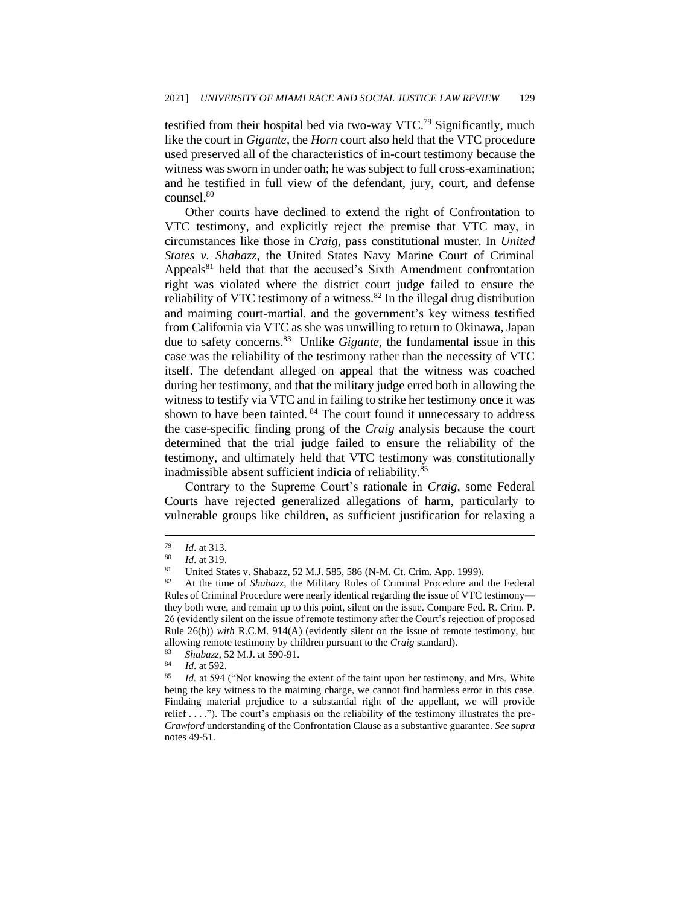testified from their hospital bed via two-way VTC.[79] Significantly, much like the court in *Gigante*, the *Horn* court also held that the VTC procedure used preserved all of the characteristics of in-court testimony because the witness was sworn in under oath; he was subject to full cross-examination; and he testified in full view of the defendant, jury, court, and defense counsel.[80]

Other courts have declined to extend the right of Confrontation to VTC testimony, and explicitly reject the premise that VTC may, in circumstances like those in *Craig*, pass constitutional muster. In *United States v. Shabazz*, the United States Navy Marine Court of Criminal Appeals[81] held that that the accused's Sixth Amendment confrontation right was violated where the district court judge failed to ensure the reliability of VTC testimony of a witness.[82] In the illegal drug distribution and maiming court-martial, and the government's key witness testified from California via VTC as she was unwilling to return to Okinawa, Japan due to safety concerns.[83] Unlike *Gigante*, the fundamental issue in this case was the reliability of the testimony rather than the necessity of VTC itself. The defendant alleged on appeal that the witness was coached during her testimony, and that the military judge erred both in allowing the witness to testify via VTC and in failing to strike her testimony once it was shown to have been tainted.[84] The court found it unnecessary to address the case-specific finding prong of the *Craig* analysis because the court determined that the trial judge failed to ensure the reliability of the testimony, and ultimately held that VTC testimony was constitutionally inadmissible absent sufficient indicia of reliability.[85]

Contrary to the Supreme Court's rationale in *Craig*, some Federal Courts have rejected generalized allegations of harm, particularly to vulnerable groups like children, as sufficient justification for relaxing a

---

[79] *Id.* at 313.

[80] *Id.* at 319.

[81] United States v. Shabazz, 52 M.J. 585, 586 (N-M. Ct. Crim. App. 1999).

[82] At the time of *Shabazz*, the Military Rules of Criminal Procedure and the Federal Rules of Criminal Procedure were nearly identical regarding the issue of VTC testimony—they both were, and remain up to this point, silent on the issue. Compare Fed. R. Crim. P. 26 (evidently silent on the issue of remote testimony after the Court's rejection of proposed Rule 26(b)) *with* R.C.M. 914(A) (evidently silent on the issue of remote testimony, but allowing remote testimony by children pursuant to the *Craig* standard).

[83] *Shabazz*, 52 M.J. at 590-91.

[84] *Id.* at 592.

[85] *Id.* at 594 ("Not knowing the extent of the taint upon her testimony, and Mrs. White being the key witness to the maiming charge, we cannot find harmless error in this case. Findaing material prejudice to a substantial right of the appellant, we will provide relief . . . ."). The court's emphasis on the reliability of the testimony illustrates the pre-*Crawford* understanding of the Confrontation Clause as a substantive guarantee. *See supra* notes 49-51.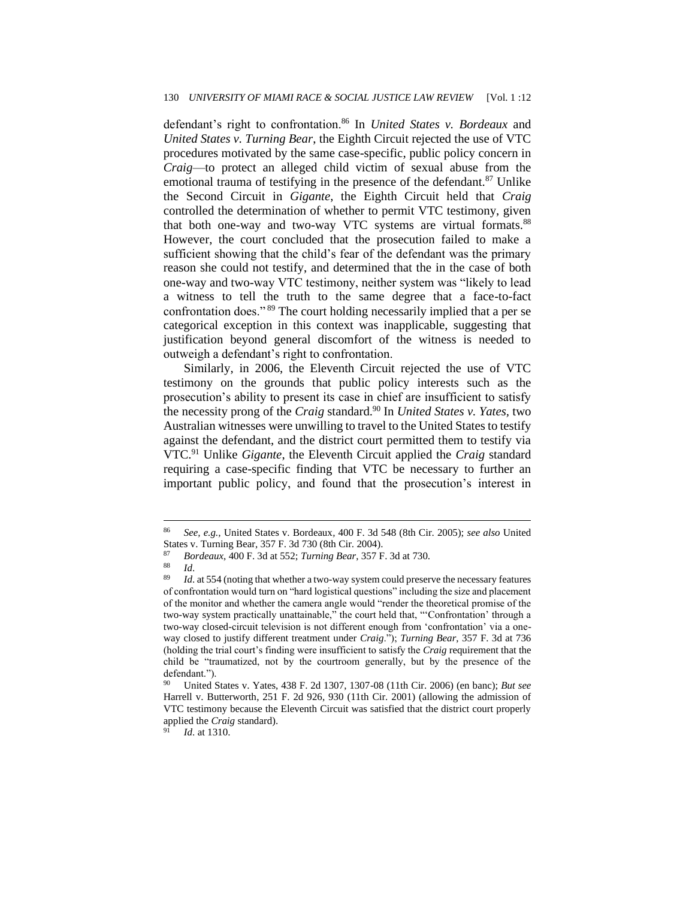defendant's right to confrontation.[86] In *United States v. Bordeaux* and *United States v. Turning Bear*, the Eighth Circuit rejected the use of VTC procedures motivated by the same case-specific, public policy concern in *Craig*—to protect an alleged child victim of sexual abuse from the emotional trauma of testifying in the presence of the defendant.[87] Unlike the Second Circuit in *Gigante*, the Eighth Circuit held that *Craig* controlled the determination of whether to permit VTC testimony, given that both one-way and two-way VTC systems are virtual formats.[88] However, the court concluded that the prosecution failed to make a sufficient showing that the child's fear of the defendant was the primary reason she could not testify, and determined that the in the case of both one-way and two-way VTC testimony, neither system was "likely to lead a witness to tell the truth to the same degree that a face-to-fact confrontation does."[89] The court holding necessarily implied that a per se categorical exception in this context was inapplicable, suggesting that justification beyond general discomfort of the witness is needed to outweigh a defendant's right to confrontation.

Similarly, in 2006, the Eleventh Circuit rejected the use of VTC testimony on the grounds that public policy interests such as the prosecution's ability to present its case in chief are insufficient to satisfy the necessity prong of the *Craig* standard.[90] In *United States v. Yates*, two Australian witnesses were unwilling to travel to the United States to testify against the defendant, and the district court permitted them to testify via VTC.[91] Unlike *Gigante*, the Eleventh Circuit applied the *Craig* standard requiring a case-specific finding that VTC be necessary to further an important public policy, and found that the prosecution's interest in

---

[86] *See, e.g.*, United States v. Bordeaux, 400 F. 3d 548 (8th Cir. 2005); *see also* United States v. Turning Bear, 357 F. 3d 730 (8th Cir. 2004).

[87] *Bordeaux*, 400 F. 3d at 552; *Turning Bear*, 357 F. 3d at 730.

[88] *Id*.

[89] *Id*. at 554 (noting that whether a two-way system could preserve the necessary features of confrontation would turn on "hard logistical questions" including the size and placement of the monitor and whether the camera angle would "render the theoretical promise of the two-way system practically unattainable," the court held that, "'Confrontation' through a two-way closed-circuit television is not different enough from 'confrontation' via a one-way closed to justify different treatment under *Craig*."); *Turning Bear*, 357 F. 3d at 736 (holding the trial court's finding were insufficient to satisfy the *Craig* requirement that the child be "traumatized, not by the courtroom generally, but by the presence of the defendant.").

[90] United States v. Yates, 438 F. 2d 1307, 1307-08 (11th Cir. 2006) (en banc); *But see* Harrell v. Butterworth, 251 F. 2d 926, 930 (11th Cir. 2001) (allowing the admission of VTC testimony because the Eleventh Circuit was satisfied that the district court properly applied the *Craig* standard).

[91] *Id*. at 1310.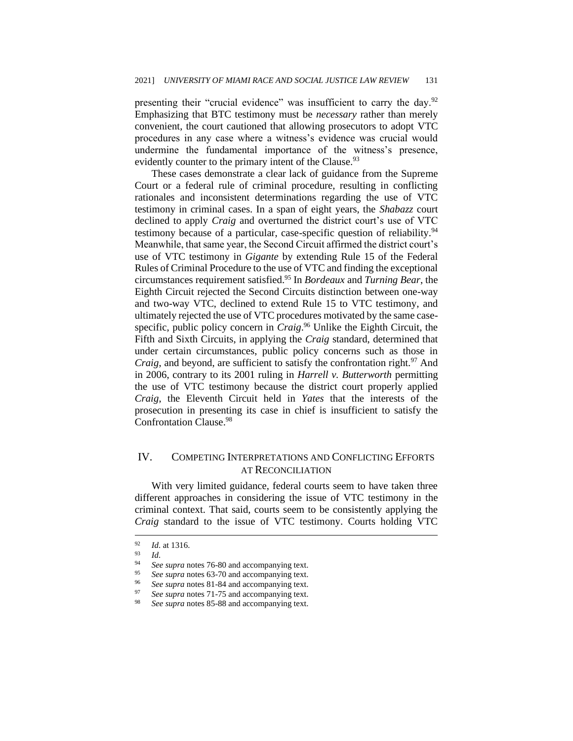presenting their "crucial evidence" was insufficient to carry the day.[92] Emphasizing that BTC testimony must be *necessary* rather than merely convenient, the court cautioned that allowing prosecutors to adopt VTC procedures in any case where a witness's evidence was crucial would undermine the fundamental importance of the witness's presence, evidently counter to the primary intent of the Clause.[93]

These cases demonstrate a clear lack of guidance from the Supreme Court or a federal rule of criminal procedure, resulting in conflicting rationales and inconsistent determinations regarding the use of VTC testimony in criminal cases. In a span of eight years, the *Shabazz* court declined to apply *Craig* and overturned the district court's use of VTC testimony because of a particular, case-specific question of reliability.[94] Meanwhile, that same year, the Second Circuit affirmed the district court's use of VTC testimony in *Gigante* by extending Rule 15 of the Federal Rules of Criminal Procedure to the use of VTC and finding the exceptional circumstances requirement satisfied.[95] In *Bordeaux* and *Turning Bear*, the Eighth Circuit rejected the Second Circuits distinction between one-way and two-way VTC, declined to extend Rule 15 to VTC testimony, and ultimately rejected the use of VTC procedures motivated by the same case-specific, public policy concern in *Craig*.[96] Unlike the Eighth Circuit, the Fifth and Sixth Circuits, in applying the *Craig* standard, determined that under certain circumstances, public policy concerns such as those in *Craig*, and beyond, are sufficient to satisfy the confrontation right.[97] And in 2006, contrary to its 2001 ruling in *Harrell v. Butterworth* permitting the use of VTC testimony because the district court properly applied *Craig*, the Eleventh Circuit held in *Yates* that the interests of the prosecution in presenting its case in chief is insufficient to satisfy the Confrontation Clause.[98]

## IV. Competing Interpretations and Conflicting Efforts at Reconciliation

With very limited guidance, federal courts seem to have taken three different approaches in considering the issue of VTC testimony in the criminal context. That said, courts seem to be consistently applying the *Craig* standard to the issue of VTC testimony. Courts holding VTC

---

[92] *Id*. at 1316.

[93] *Id*.

[94] *See supra* notes 76-80 and accompanying text.

[95] *See supra* notes 63-70 and accompanying text.

[96] *See supra* notes 81-84 and accompanying text.

[97] *See supra* notes 71-75 and accompanying text.

[98] *See supra* notes 85-88 and accompanying text.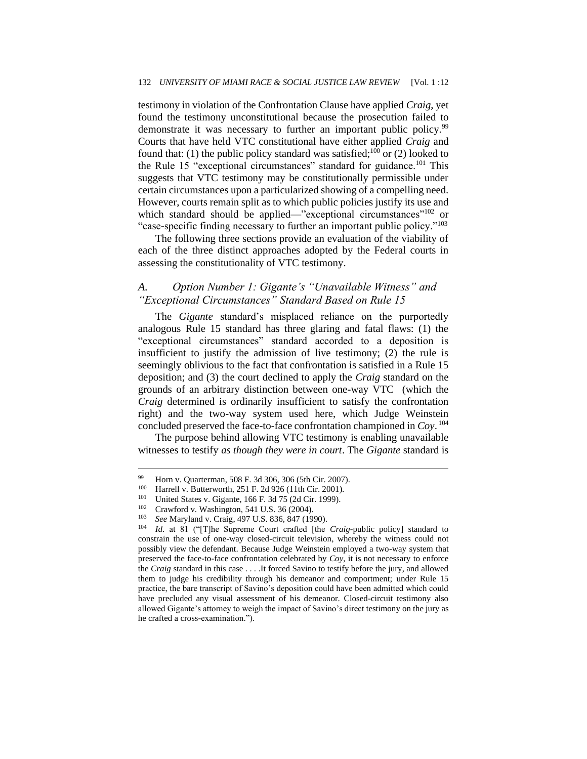testimony in violation of the Confrontation Clause have applied *Craig*, yet found the testimony unconstitutional because the prosecution failed to demonstrate it was necessary to further an important public policy.[99] Courts that have held VTC constitutional have either applied *Craig* and found that: (1) the public policy standard was satisfied;[100] or (2) looked to the Rule 15 "exceptional circumstances" standard for guidance.[101] This suggests that VTC testimony may be constitutionally permissible under certain circumstances upon a particularized showing of a compelling need. However, courts remain split as to which public policies justify its use and which standard should be applied—"exceptional circumstances"[102] or "case-specific finding necessary to further an important public policy."[103]

The following three sections provide an evaluation of the viability of each of the three distinct approaches adopted by the Federal courts in assessing the constitutionality of VTC testimony.

### *A. Option Number 1: Gigante's "Unavailable Witness" and "Exceptional Circumstances" Standard Based on Rule 15*

The *Gigante* standard's misplaced reliance on the purportedly analogous Rule 15 standard has three glaring and fatal flaws: (1) the "exceptional circumstances" standard accorded to a deposition is insufficient to justify the admission of live testimony; (2) the rule is seemingly oblivious to the fact that confrontation is satisfied in a Rule 15 deposition; and (3) the court declined to apply the *Craig* standard on the grounds of an arbitrary distinction between one-way VTC (which the *Craig* determined is ordinarily insufficient to satisfy the confrontation right) and the two-way system used here, which Judge Weinstein concluded preserved the face-to-face confrontation championed in *Coy*.[104]

The purpose behind allowing VTC testimony is enabling unavailable witnesses to testify *as though they were in court*. The *Gigante* standard is

---

[99] Horn v. Quarterman, 508 F. 3d 306, 306 (5th Cir. 2007).

[100] Harrell v. Butterworth, 251 F. 2d 926 (11th Cir. 2001).

[101] United States v. Gigante, 166 F. 3d 75 (2d Cir. 1999).

[102] Crawford v. Washington, 541 U.S. 36 (2004).

[103] *See* Maryland v. Craig, 497 U.S. 836, 847 (1990).

[104] *Id*. at 81 ("[T]he Supreme Court crafted [the *Craig*-public policy] standard to constrain the use of one-way closed-circuit television, whereby the witness could not possibly view the defendant. Because Judge Weinstein employed a two-way system that preserved the face-to-face confrontation celebrated by *Coy*, it is not necessary to enforce the *Craig* standard in this case . . . .It forced Savino to testify before the jury, and allowed them to judge his credibility through his demeanor and comportment; under Rule 15 practice, the bare transcript of Savino's deposition could have been admitted which could have precluded any visual assessment of his demeanor. Closed-circuit testimony also allowed Gigante's attorney to weigh the impact of Savino's direct testimony on the jury as he crafted a cross-examination.").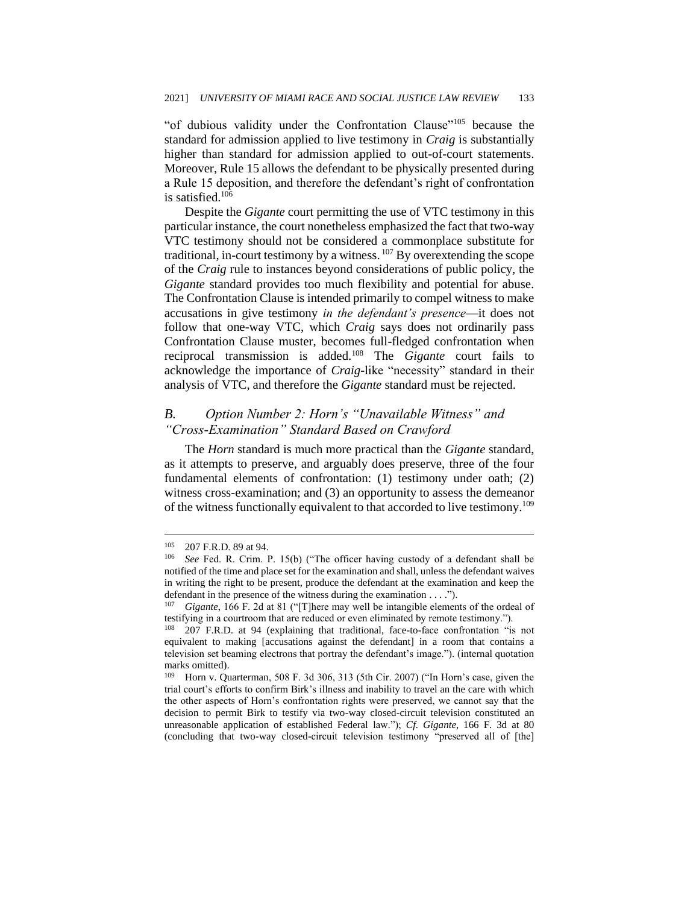"of dubious validity under the Confrontation Clause"[105] because the standard for admission applied to live testimony in *Craig* is substantially higher than standard for admission applied to out-of-court statements. Moreover, Rule 15 allows the defendant to be physically presented during a Rule 15 deposition, and therefore the defendant's right of confrontation is satisfied.[106]

Despite the *Gigante* court permitting the use of VTC testimony in this particular instance, the court nonetheless emphasized the fact that two-way VTC testimony should not be considered a commonplace substitute for traditional, in-court testimony by a witness.[107] By overextending the scope of the *Craig* rule to instances beyond considerations of public policy, the *Gigante* standard provides too much flexibility and potential for abuse. The Confrontation Clause is intended primarily to compel witness to make accusations in give testimony *in the defendant's presence*—it does not follow that one-way VTC, which *Craig* says does not ordinarily pass Confrontation Clause muster, becomes full-fledged confrontation when reciprocal transmission is added.[108] The *Gigante* court fails to acknowledge the importance of *Craig*-like "necessity" standard in their analysis of VTC, and therefore the *Gigante* standard must be rejected.

## *B. Option Number 2: Horn's "Unavailable Witness" and "Cross-Examination" Standard Based on Crawford*

The *Horn* standard is much more practical than the *Gigante* standard, as it attempts to preserve, and arguably does preserve, three of the four fundamental elements of confrontation: (1) testimony under oath; (2) witness cross-examination; and (3) an opportunity to assess the demeanor of the witness functionally equivalent to that accorded to live testimony.[109]

---

[105] 207 F.R.D. 89 at 94.

[106] *See* Fed. R. Crim. P. 15(b) ("The officer having custody of a defendant shall be notified of the time and place set for the examination and shall, unless the defendant waives in writing the right to be present, produce the defendant at the examination and keep the defendant in the presence of the witness during the examination . . . .").

[107] *Gigante*, 166 F. 2d at 81 ("[T]here may well be intangible elements of the ordeal of testifying in a courtroom that are reduced or even eliminated by remote testimony.").

[108] 207 F.R.D. at 94 (explaining that traditional, face-to-face confrontation "is not equivalent to making [accusations against the defendant] in a room that contains a television set beaming electrons that portray the defendant's image."). (internal quotation marks omitted).

[109] Horn v. Quarterman, 508 F. 3d 306, 313 (5th Cir. 2007) ("In Horn's case, given the trial court's efforts to confirm Birk's illness and inability to travel an the care with which the other aspects of Horn's confrontation rights were preserved, we cannot say that the decision to permit Birk to testify via two-way closed-circuit television constituted an unreasonable application of established Federal law."); *Cf. Gigante*, 166 F. 3d at 80 (concluding that two-way closed-circuit television testimony "preserved all of [the]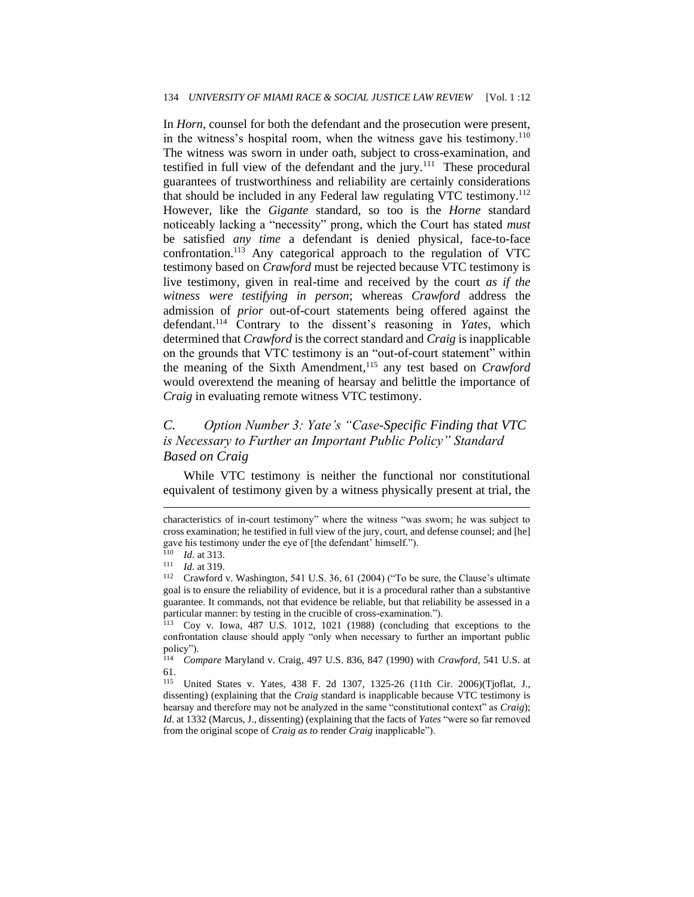In *Horn*, counsel for both the defendant and the prosecution were present, in the witness's hospital room, when the witness gave his testimony.[110] The witness was sworn in under oath, subject to cross-examination, and testified in full view of the defendant and the jury.[111] These procedural guarantees of trustworthiness and reliability are certainly considerations that should be included in any Federal law regulating VTC testimony.[112] However, like the *Gigante* standard, so too is the *Horne* standard noticeably lacking a "necessity" prong, which the Court has stated *must* be satisfied *any time* a defendant is denied physical, face-to-face confrontation.[113] Any categorical approach to the regulation of VTC testimony based on *Crawford* must be rejected because VTC testimony is live testimony, given in real-time and received by the court *as if the witness were testifying in person*; whereas *Crawford* address the admission of *prior* out-of-court statements being offered against the defendant.[114] Contrary to the dissent's reasoning in *Yates*, which determined that *Crawford* is the correct standard and *Craig* is inapplicable on the grounds that VTC testimony is an "out-of-court statement" within the meaning of the Sixth Amendment,[115] any test based on *Crawford* would overextend the meaning of hearsay and belittle the importance of *Craig* in evaluating remote witness VTC testimony.

### *C. Option Number 3: Yate's "Case-Specific Finding that VTC is Necessary to Further an Important Public Policy" Standard Based on Craig*

While VTC testimony is neither the functional nor constitutional equivalent of testimony given by a witness physically present at trial, the

---

characteristics of in-court testimony" where the witness "was sworn; he was subject to cross examination; he testified in full view of the jury, court, and defense counsel; and [he] gave his testimony under the eye of [the defendant' himself.").

[110] *Id*. at 313.

[111] *Id*. at 319.

[112] Crawford v. Washington, 541 U.S. 36, 61 (2004) ("To be sure, the Clause's ultimate goal is to ensure the reliability of evidence, but it is a procedural rather than a substantive guarantee. It commands, not that evidence be reliable, but that reliability be assessed in a particular manner: by testing in the crucible of cross-examination.").

[113] Coy v. Iowa, 487 U.S. 1012, 1021 (1988) (concluding that exceptions to the confrontation clause should apply "only when necessary to further an important public policy").

[114] *Compare* Maryland v. Craig, 497 U.S. 836, 847 (1990) with *Crawford*, 541 U.S. at 61.

[115] United States v. Yates, 438 F. 2d 1307, 1325-26 (11th Cir. 2006)(Tjoflat, J., dissenting) (explaining that the *Craig* standard is inapplicable because VTC testimony is hearsay and therefore may not be analyzed in the same "constitutional context" as *Craig*); *Id*. at 1332 (Marcus, J., dissenting) (explaining that the facts of *Yates* "were so far removed from the original scope of *Craig as to* render *Craig* inapplicable").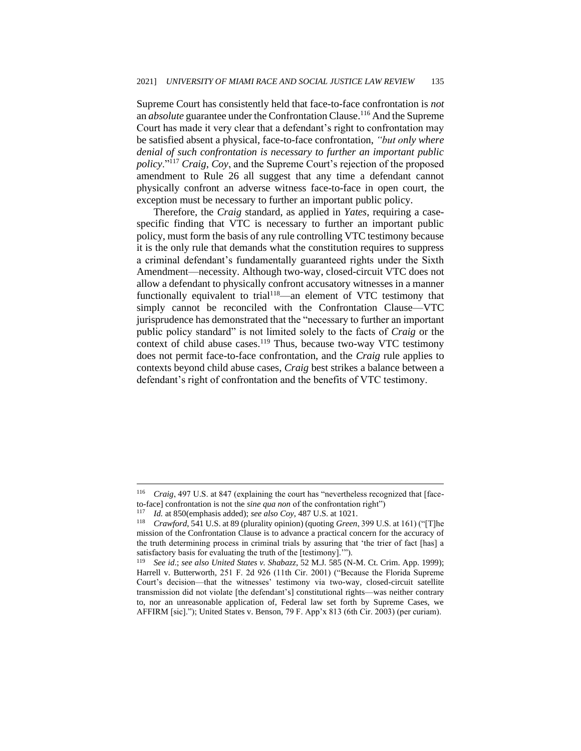Supreme Court has consistently held that face-to-face confrontation is *not* an *absolute* guarantee under the Confrontation Clause.[116] And the Supreme Court has made it very clear that a defendant's right to confrontation may be satisfied absent a physical, face-to-face confrontation, *"but only where denial of such confrontation is necessary to further an important public policy*."[117] *Craig*, *Coy*, and the Supreme Court's rejection of the proposed amendment to Rule 26 all suggest that any time a defendant cannot physically confront an adverse witness face-to-face in open court, the exception must be necessary to further an important public policy.

Therefore, the *Craig* standard, as applied in *Yates*, requiring a case-specific finding that VTC is necessary to further an important public policy, must form the basis of any rule controlling VTC testimony because it is the only rule that demands what the constitution requires to suppress a criminal defendant's fundamentally guaranteed rights under the Sixth Amendment—necessity. Although two-way, closed-circuit VTC does not allow a defendant to physically confront accusatory witnesses in a manner functionally equivalent to trial[118]—an element of VTC testimony that simply cannot be reconciled with the Confrontation Clause—VTC jurisprudence has demonstrated that the "necessary to further an important public policy standard" is not limited solely to the facts of *Craig* or the context of child abuse cases.[119] Thus, because two-way VTC testimony does not permit face-to-face confrontation, and the *Craig* rule applies to contexts beyond child abuse cases, *Craig* best strikes a balance between a defendant's right of confrontation and the benefits of VTC testimony.

---

[116] *Craig*, 497 U.S. at 847 (explaining the court has "nevertheless recognized that [face-to-face] confrontation is not the *sine qua non* of the confrontation right")

[117] *Id.* at 850(emphasis added); *see also Coy*, 487 U.S. at 1021.

[118] *Crawford*, 541 U.S. at 89 (plurality opinion) (quoting *Green*, 399 U.S. at 161) ("[T]he mission of the Confrontation Clause is to advance a practical concern for the accuracy of the truth determining process in criminal trials by assuring that 'the trier of fact [has] a satisfactory basis for evaluating the truth of the [testimony].'").

[119] *See id*.; *see also United States v. Shabazz*, 52 M.J. 585 (N-M. Ct. Crim. App. 1999); Harrell v. Butterworth, 251 F. 2d 926 (11th Cir. 2001) ("Because the Florida Supreme Court's decision—that the witnesses' testimony via two-way, closed-circuit satellite transmission did not violate [the defendant's] constitutional rights—was neither contrary to, nor an unreasonable application of, Federal law set forth by Supreme Cases, we AFFIRM [sic]."); United States v. Benson, 79 F. App'x 813 (6th Cir. 2003) (per curiam).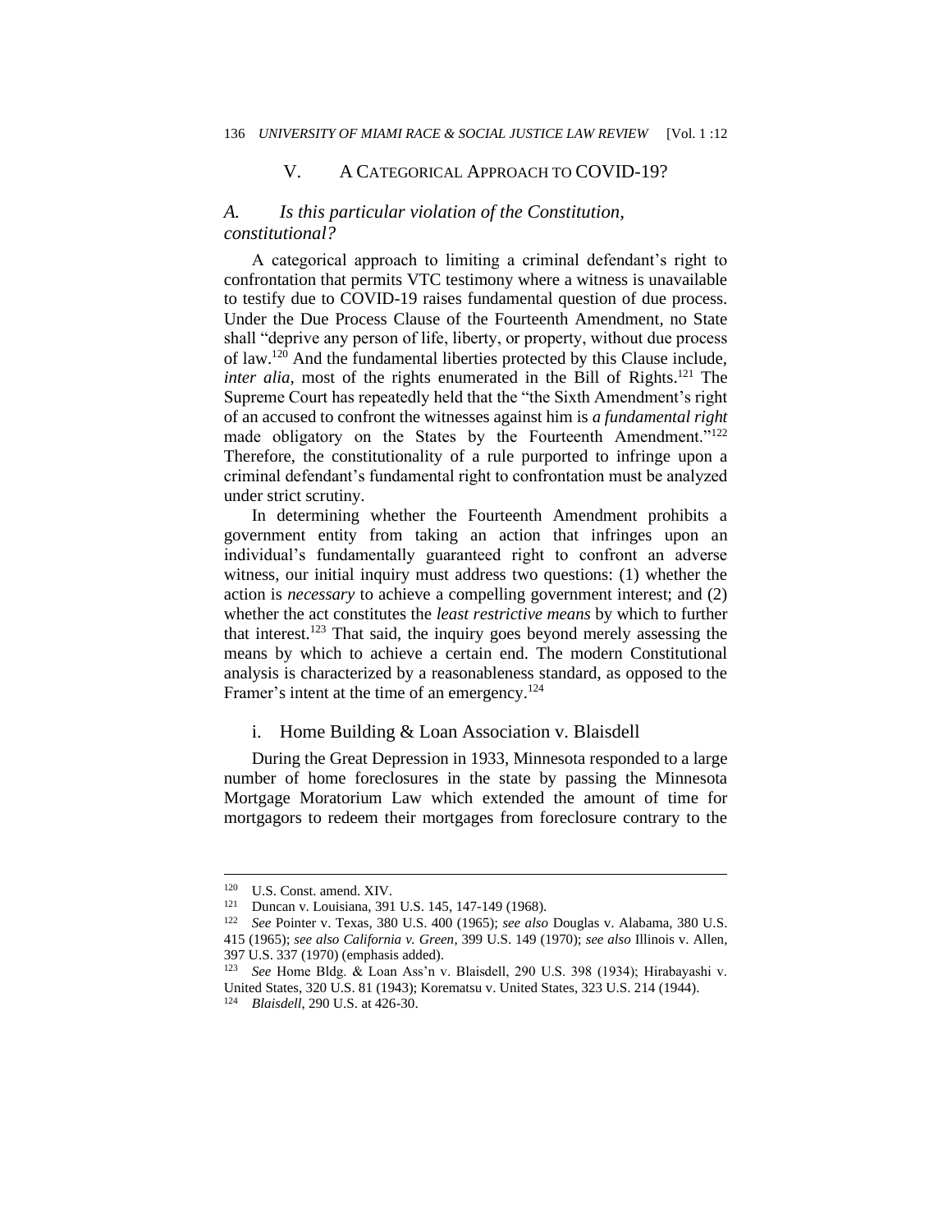## V. A CATEGORICAL APPROACH TO COVID-19?

### *A. Is this particular violation of the Constitution, constitutional?*

A categorical approach to limiting a criminal defendant's right to confrontation that permits VTC testimony where a witness is unavailable to testify due to COVID-19 raises fundamental question of due process. Under the Due Process Clause of the Fourteenth Amendment, no State shall "deprive any person of life, liberty, or property, without due process of law.[120] And the fundamental liberties protected by this Clause include, *inter alia*, most of the rights enumerated in the Bill of Rights.[121] The Supreme Court has repeatedly held that the "the Sixth Amendment's right of an accused to confront the witnesses against him is *a fundamental right* made obligatory on the States by the Fourteenth Amendment."[122] Therefore, the constitutionality of a rule purported to infringe upon a criminal defendant's fundamental right to confrontation must be analyzed under strict scrutiny.

In determining whether the Fourteenth Amendment prohibits a government entity from taking an action that infringes upon an individual's fundamentally guaranteed right to confront an adverse witness, our initial inquiry must address two questions: (1) whether the action is *necessary* to achieve a compelling government interest; and (2) whether the act constitutes the *least restrictive means* by which to further that interest.[123] That said, the inquiry goes beyond merely assessing the means by which to achieve a certain end. The modern Constitutional analysis is characterized by a reasonableness standard, as opposed to the Framer's intent at the time of an emergency.[124]

#### i. Home Building & Loan Association v. Blaisdell

During the Great Depression in 1933, Minnesota responded to a large number of home foreclosures in the state by passing the Minnesota Mortgage Moratorium Law which extended the amount of time for mortgagors to redeem their mortgages from foreclosure contrary to the

---

[120] U.S. Const. amend. XIV.

[121] Duncan v. Louisiana, 391 U.S. 145, 147-149 (1968).

[122] *See* Pointer v. Texas, 380 U.S. 400 (1965); *see also* Douglas v. Alabama, 380 U.S. 415 (1965); *see also California v. Green*, 399 U.S. 149 (1970); *see also* Illinois v. Allen, 397 U.S. 337 (1970) (emphasis added).

[123] *See* Home Bldg. & Loan Ass'n v. Blaisdell, 290 U.S. 398 (1934); Hirabayashi v. United States, 320 U.S. 81 (1943); Korematsu v. United States, 323 U.S. 214 (1944).

[124] *Blaisdell*, 290 U.S. at 426-30.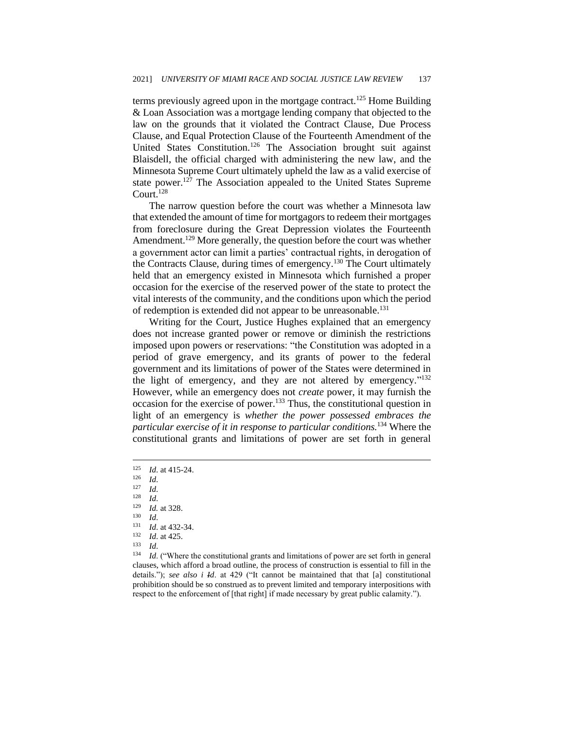terms previously agreed upon in the mortgage contract.[125] Home Building & Loan Association was a mortgage lending company that objected to the law on the grounds that it violated the Contract Clause, Due Process Clause, and Equal Protection Clause of the Fourteenth Amendment of the United States Constitution.[126] The Association brought suit against Blaisdell, the official charged with administering the new law, and the Minnesota Supreme Court ultimately upheld the law as a valid exercise of state power.[127] The Association appealed to the United States Supreme Court.[128]

The narrow question before the court was whether a Minnesota law that extended the amount of time for mortgagors to redeem their mortgages from foreclosure during the Great Depression violates the Fourteenth Amendment.[129] More generally, the question before the court was whether a government actor can limit a parties' contractual rights, in derogation of the Contracts Clause, during times of emergency.[130] The Court ultimately held that an emergency existed in Minnesota which furnished a proper occasion for the exercise of the reserved power of the state to protect the vital interests of the community, and the conditions upon which the period of redemption is extended did not appear to be unreasonable.[131]

Writing for the Court, Justice Hughes explained that an emergency does not increase granted power or remove or diminish the restrictions imposed upon powers or reservations: "the Constitution was adopted in a period of grave emergency, and its grants of power to the federal government and its limitations of power of the States were determined in the light of emergency, and they are not altered by emergency."[132] However, while an emergency does not *create* power, it may furnish the occasion for the exercise of power.[133] Thus, the constitutional question in light of an emergency is *whether the power possessed embraces the particular exercise of it in response to particular conditions.*[134] Where the constitutional grants and limitations of power are set forth in general

---

[125] *Id*. at 415-24.

[126] *Id*.

[127] *Id*.

[128] *Id*.

[129] *Id.* at 328.

[130] *Id*.

[131] *Id*. at 432-34.

[132] *Id*. at 425.

[133] *Id*.

[134] *Id*. ("Where the constitutional grants and limitations of power are set forth in general clauses, which afford a broad outline, the process of construction is essential to fill in the details."); *see also i ~~I~~d*. at 429 ("It cannot be maintained that that [a] constitutional prohibition should be so construed as to prevent limited and temporary interpositions with respect to the enforcement of [that right] if made necessary by great public calamity.").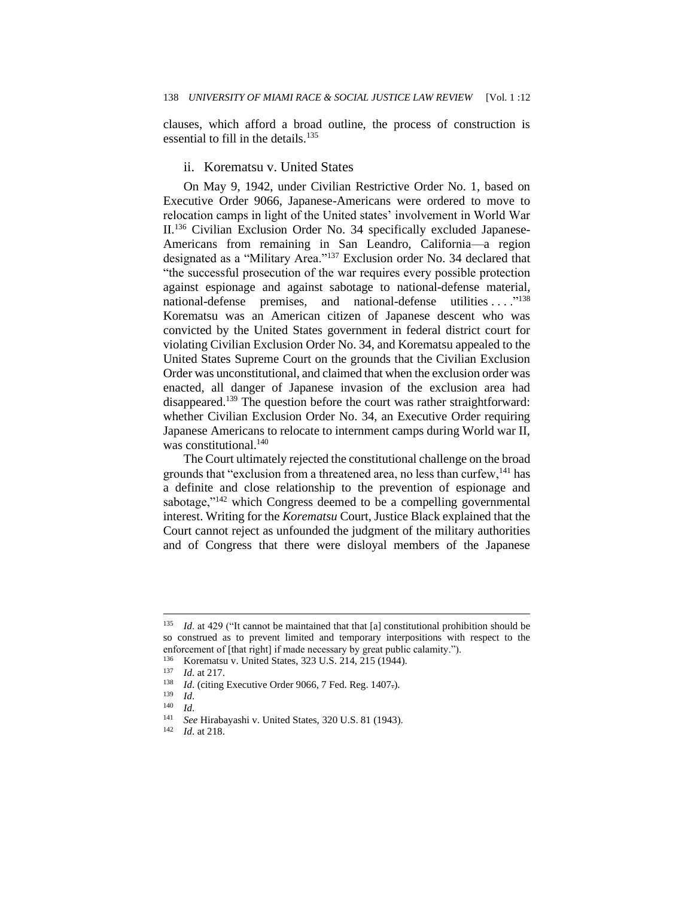clauses, which afford a broad outline, the process of construction is essential to fill in the details.[135]

### ii. Korematsu v. United States

On May 9, 1942, under Civilian Restrictive Order No. 1, based on Executive Order 9066, Japanese-Americans were ordered to move to relocation camps in light of the United states' involvement in World War II.[136] Civilian Exclusion Order No. 34 specifically excluded Japanese-Americans from remaining in San Leandro, California—a region designated as a "Military Area."[137] Exclusion order No. 34 declared that "the successful prosecution of the war requires every possible protection against espionage and against sabotage to national-defense material, national-defense premises, and national-defense utilities . . . ."[138] Korematsu was an American citizen of Japanese descent who was convicted by the United States government in federal district court for violating Civilian Exclusion Order No. 34, and Korematsu appealed to the United States Supreme Court on the grounds that the Civilian Exclusion Order was unconstitutional, and claimed that when the exclusion order was enacted, all danger of Japanese invasion of the exclusion area had disappeared.[139] The question before the court was rather straightforward: whether Civilian Exclusion Order No. 34, an Executive Order requiring Japanese Americans to relocate to internment camps during World war II, was constitutional.[140]

The Court ultimately rejected the constitutional challenge on the broad grounds that "exclusion from a threatened area, no less than curfew,[141] has a definite and close relationship to the prevention of espionage and sabotage,"[142] which Congress deemed to be a compelling governmental interest. Writing for the *Korematsu* Court, Justice Black explained that the Court cannot reject as unfounded the judgment of the military authorities and of Congress that there were disloyal members of the Japanese

---

[135] *Id*. at 429 ("It cannot be maintained that that [a] constitutional prohibition should be so construed as to prevent limited and temporary interpositions with respect to the enforcement of [that right] if made necessary by great public calamity.").

[136] Korematsu v. United States, 323 U.S. 214, 215 (1944).

[137] *Id*. at 217.

[138] *Id*. (citing Executive Order 9066, 7 Fed. Reg. 1407.).

[139] *Id*.

[140] *Id*.

[141] *See* Hirabayashi v. United States, 320 U.S. 81 (1943).

[142] *Id*. at 218.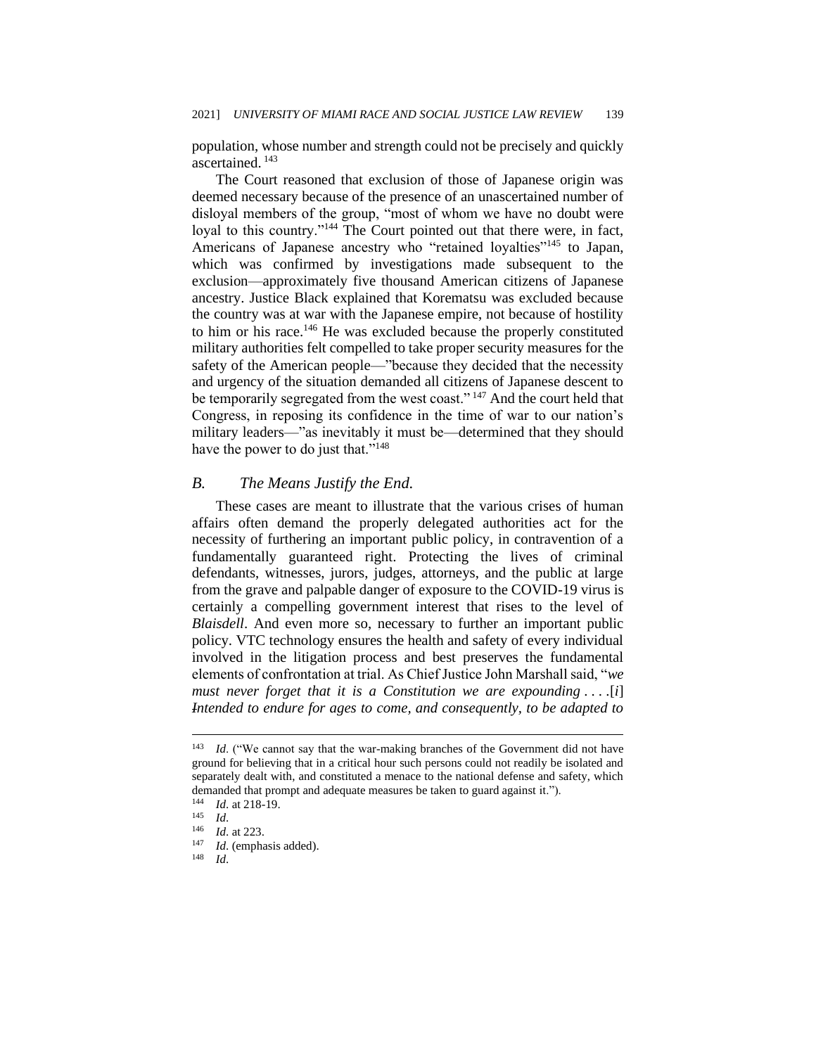population, whose number and strength could not be precisely and quickly ascertained.[143]

The Court reasoned that exclusion of those of Japanese origin was deemed necessary because of the presence of an unascertained number of disloyal members of the group, "most of whom we have no doubt were loyal to this country."[144] The Court pointed out that there were, in fact, Americans of Japanese ancestry who "retained loyalties"[145] to Japan, which was confirmed by investigations made subsequent to the exclusion—approximately five thousand American citizens of Japanese ancestry. Justice Black explained that Korematsu was excluded because the country was at war with the Japanese empire, not because of hostility to him or his race.[146] He was excluded because the properly constituted military authorities felt compelled to take proper security measures for the safety of the American people—"because they decided that the necessity and urgency of the situation demanded all citizens of Japanese descent to be temporarily segregated from the west coast."[147] And the court held that Congress, in reposing its confidence in the time of war to our nation's military leaders—"as inevitably it must be—determined that they should have the power to do just that."[148]

## *B. The Means Justify the End.*

These cases are meant to illustrate that the various crises of human affairs often demand the properly delegated authorities act for the necessity of furthering an important public policy, in contravention of a fundamentally guaranteed right. Protecting the lives of criminal defendants, witnesses, jurors, judges, attorneys, and the public at large from the grave and palpable danger of exposure to the COVID-19 virus is certainly a compelling government interest that rises to the level of *Blaisdell*. And even more so, necessary to further an important public policy. VTC technology ensures the health and safety of every individual involved in the litigation process and best preserves the fundamental elements of confrontation at trial. As Chief Justice John Marshall said, "*we must never forget that it is a Constitution we are expounding . . . .*[*i*] ~~I~~*ntended to endure for ages to come, and consequently, to be adapted to*

---

[143] *Id*. ("We cannot say that the war-making branches of the Government did not have ground for believing that in a critical hour such persons could not readily be isolated and separately dealt with, and constituted a menace to the national defense and safety, which demanded that prompt and adequate measures be taken to guard against it.").

[144] *Id*. at 218-19.

[145] *Id*.

[146] *Id*. at 223.

[147] *Id*. (emphasis added).

[148] *Id*.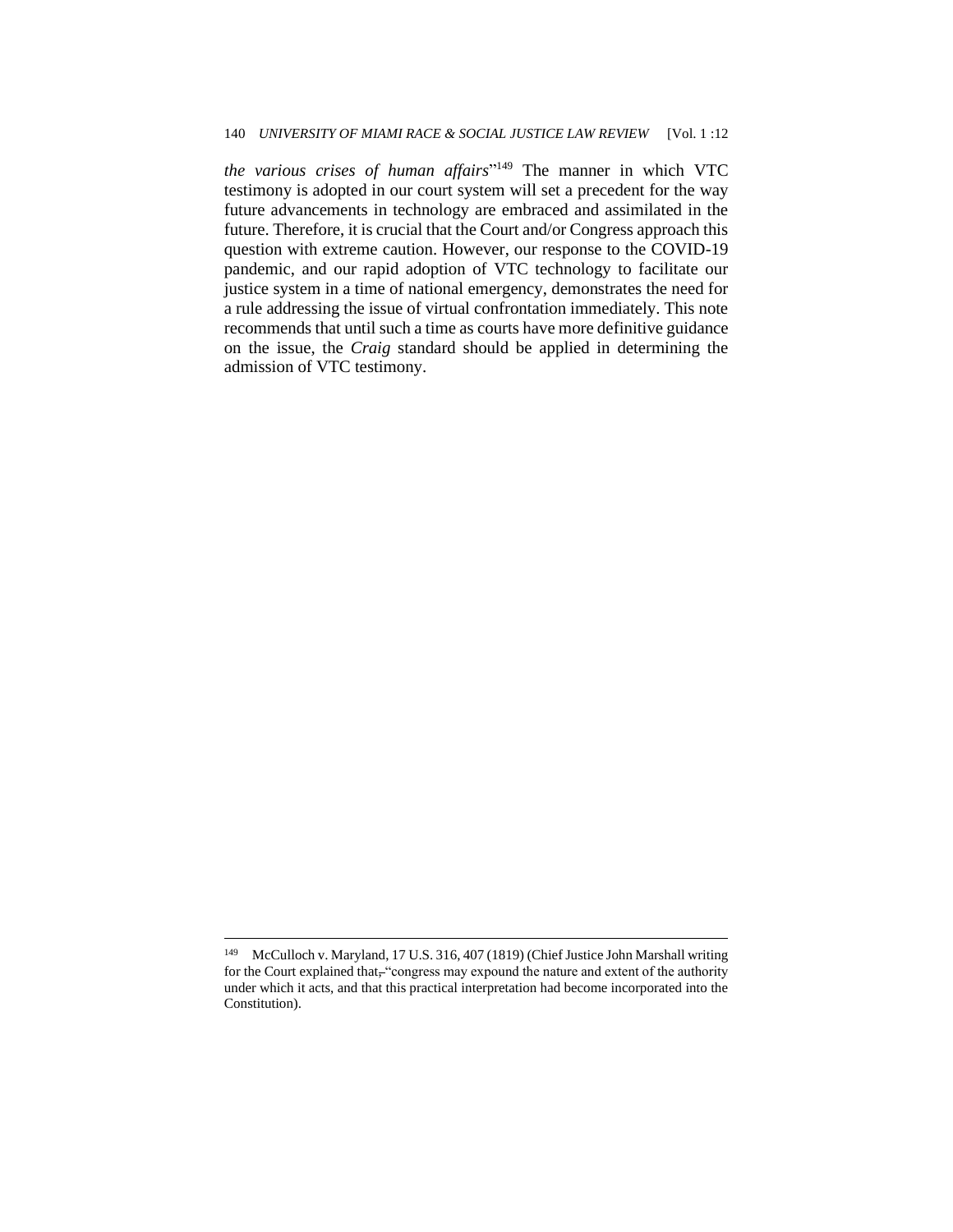*the various crises of human affairs*"[149] The manner in which VTC testimony is adopted in our court system will set a precedent for the way future advancements in technology are embraced and assimilated in the future. Therefore, it is crucial that the Court and/or Congress approach this question with extreme caution. However, our response to the COVID-19 pandemic, and our rapid adoption of VTC technology to facilitate our justice system in a time of national emergency, demonstrates the need for a rule addressing the issue of virtual confrontation immediately. This note recommends that until such a time as courts have more definitive guidance on the issue, the *Craig* standard should be applied in determining the admission of VTC testimony.

---

[149] McCulloch v. Maryland, 17 U.S. 316, 407 (1819) (Chief Justice John Marshall writing for the Court explained that, "congress may expound the nature and extent of the authority under which it acts, and that this practical interpretation had become incorporated into the Constitution).